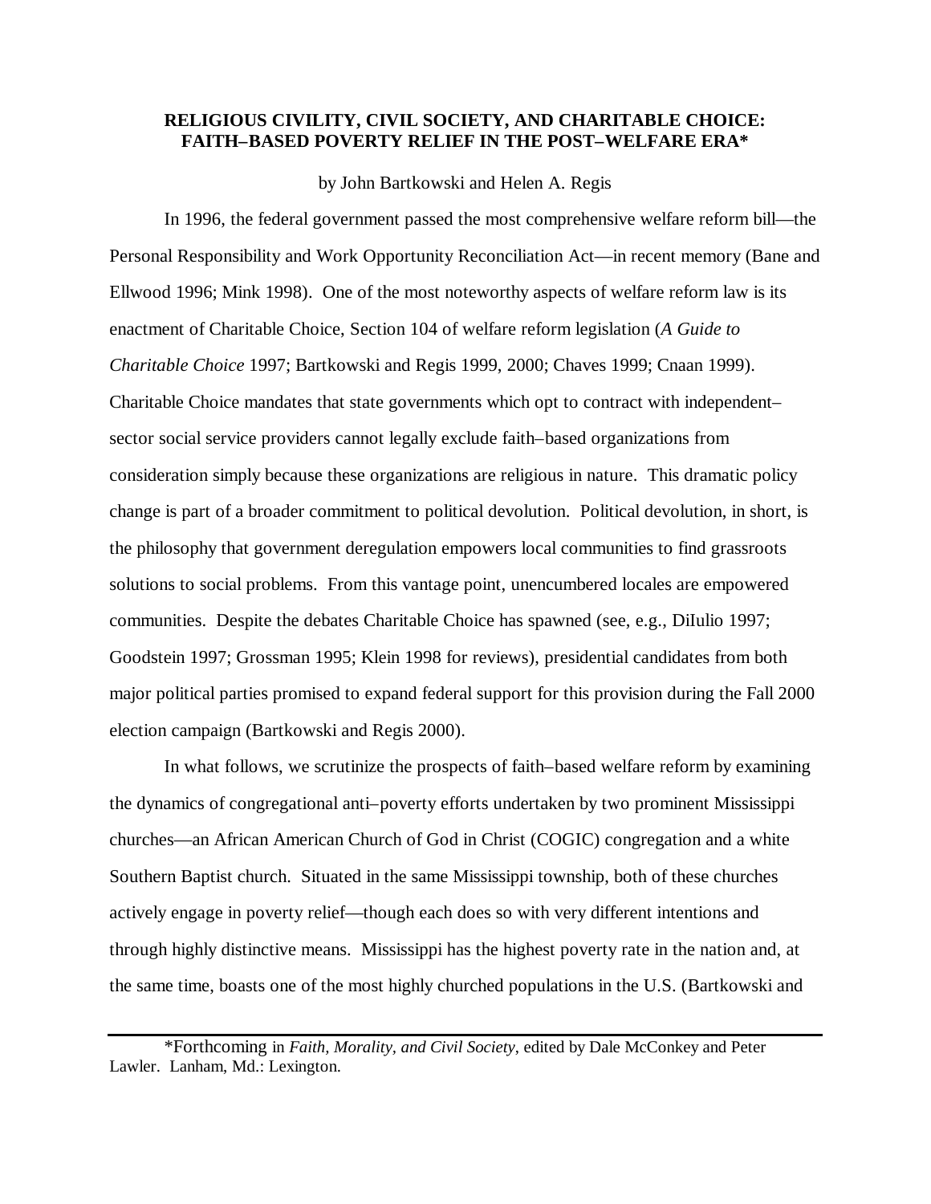**RELIGIOUS CIVILITY, CIVIL SOCIETY, AND CHARITABLE CHOICE: FAITH–BASED POVERTY RELIEF IN THE POST–WELFARE ERA***

by John Bartkowski and Helen A. Regis

In 1996, the federal government passed the most comprehensive welfare reform bill—the Personal Responsibility and Work Opportunity Reconciliation Act—in recent memory (Bane and Ellwood 1996; Mink 1998). One of the most noteworthy aspects of welfare reform law is its enactment of Charitable Choice, Section 104 of welfare reform legislation (*A Guide to Charitable Choice* 1997; Bartkowski and Regis 1999, 2000; Chaves 1999; Cnaan 1999). Charitable Choice mandates that state governments which opt to contract with independent–sector social service providers cannot legally exclude faith–based organizations from consideration simply because these organizations are religious in nature. This dramatic policy change is part of a broader commitment to political devolution. Political devolution, in short, is the philosophy that government deregulation empowers local communities to find grassroots solutions to social problems. From this vantage point, unencumbered locales are empowered communities. Despite the debates Charitable Choice has spawned (see, e.g., DiIulio 1997; Goodstein 1997; Grossman 1995; Klein 1998 for reviews), presidential candidates from both major political parties promised to expand federal support for this provision during the Fall 2000 election campaign (Bartkowski and Regis 2000).

In what follows, we scrutinize the prospects of faith–based welfare reform by examining the dynamics of congregational anti–poverty efforts undertaken by two prominent Mississippi churches—an African American Church of God in Christ (COGIC) congregation and a white Southern Baptist church. Situated in the same Mississippi township, both of these churches actively engage in poverty relief—though each does so with very different intentions and through highly distinctive means. Mississippi has the highest poverty rate in the nation and, at the same time, boasts one of the most highly churched populations in the U.S. (Bartkowski and

*Forthcoming in *Faith, Morality, and Civil Society*, edited by Dale McConkey and Peter Lawler. Lanham, Md.: Lexington.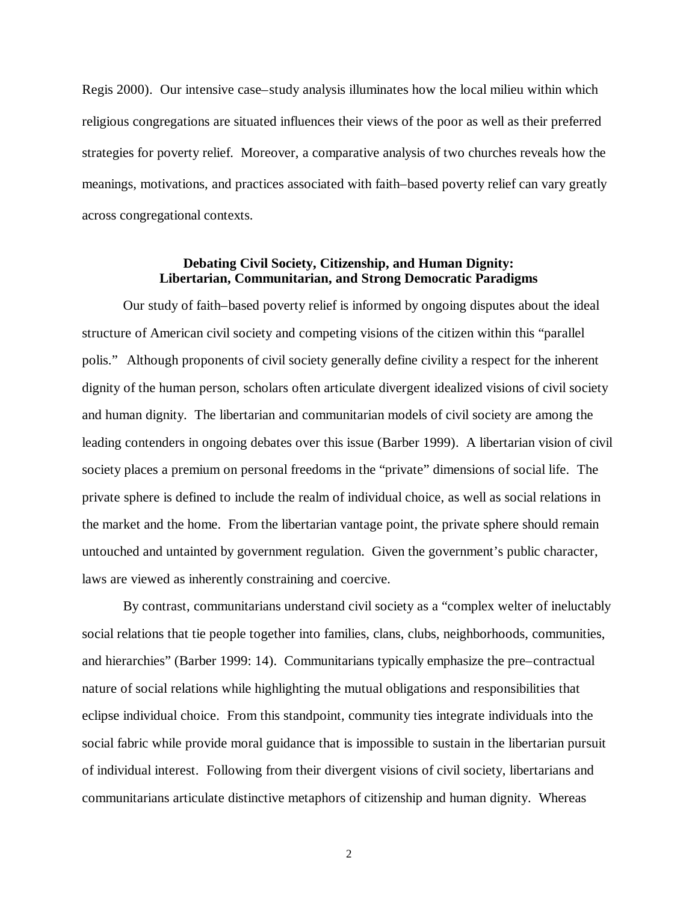Regis 2000). Our intensive case–study analysis illuminates how the local milieu within which religious congregations are situated influences their views of the poor as well as their preferred strategies for poverty relief. Moreover, a comparative analysis of two churches reveals how the meanings, motivations, and practices associated with faith–based poverty relief can vary greatly across congregational contexts.

## Debating Civil Society, Citizenship, and Human Dignity: Libertarian, Communitarian, and Strong Democratic Paradigms

Our study of faith–based poverty relief is informed by ongoing disputes about the ideal structure of American civil society and competing visions of the citizen within this "parallel polis." Although proponents of civil society generally define civility a respect for the inherent dignity of the human person, scholars often articulate divergent idealized visions of civil society and human dignity. The libertarian and communitarian models of civil society are among the leading contenders in ongoing debates over this issue (Barber 1999). A libertarian vision of civil society places a premium on personal freedoms in the "private" dimensions of social life. The private sphere is defined to include the realm of individual choice, as well as social relations in the market and the home. From the libertarian vantage point, the private sphere should remain untouched and untainted by government regulation. Given the government's public character, laws are viewed as inherently constraining and coercive.

By contrast, communitarians understand civil society as a "complex welter of ineluctably social relations that tie people together into families, clans, clubs, neighborhoods, communities, and hierarchies" (Barber 1999: 14). Communitarians typically emphasize the pre–contractual nature of social relations while highlighting the mutual obligations and responsibilities that eclipse individual choice. From this standpoint, community ties integrate individuals into the social fabric while provide moral guidance that is impossible to sustain in the libertarian pursuit of individual interest. Following from their divergent visions of civil society, libertarians and communitarians articulate distinctive metaphors of citizenship and human dignity. Whereas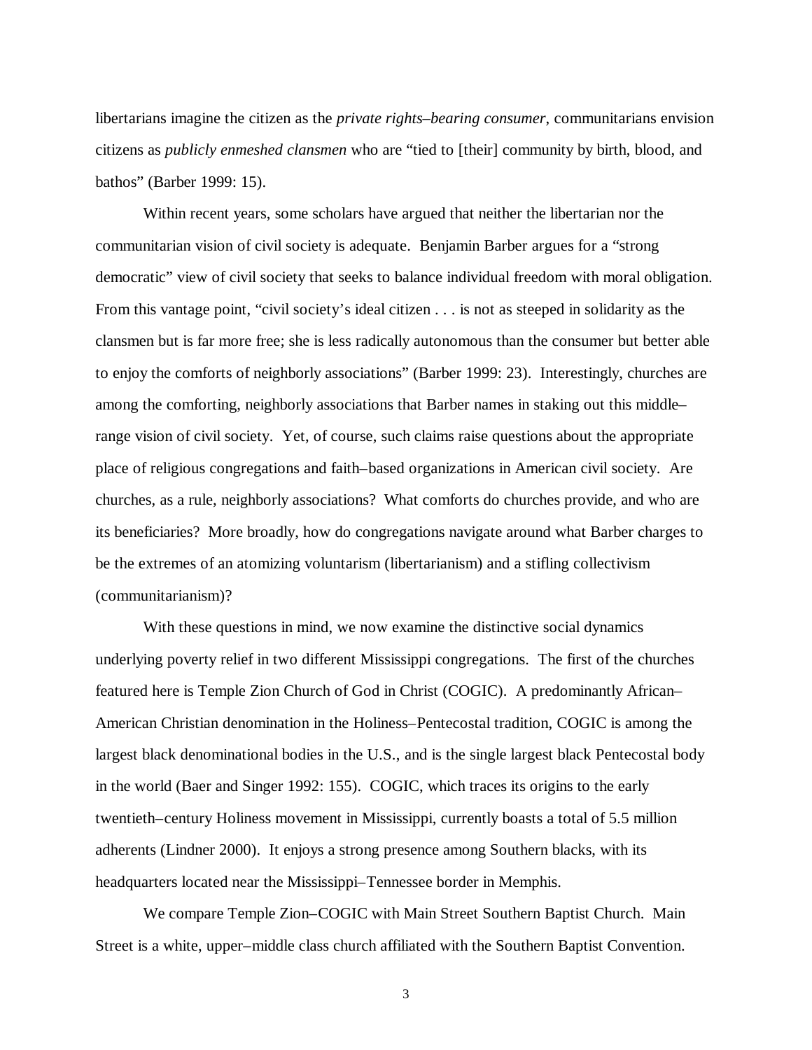libertarians imagine the citizen as the *private rights–bearing consumer*, communitarians envision citizens as *publicly enmeshed clansmen* who are "tied to [their] community by birth, blood, and bathos" (Barber 1999: 15).

Within recent years, some scholars have argued that neither the libertarian nor the communitarian vision of civil society is adequate. Benjamin Barber argues for a "strong democratic" view of civil society that seeks to balance individual freedom with moral obligation. From this vantage point, "civil society's ideal citizen . . . is not as steeped in solidarity as the clansmen but is far more free; she is less radically autonomous than the consumer but better able to enjoy the comforts of neighborly associations" (Barber 1999: 23). Interestingly, churches are among the comforting, neighborly associations that Barber names in staking out this middle–range vision of civil society. Yet, of course, such claims raise questions about the appropriate place of religious congregations and faith–based organizations in American civil society. Are churches, as a rule, neighborly associations? What comforts do churches provide, and who are its beneficiaries? More broadly, how do congregations navigate around what Barber charges to be the extremes of an atomizing voluntarism (libertarianism) and a stifling collectivism (communitarianism)?

With these questions in mind, we now examine the distinctive social dynamics underlying poverty relief in two different Mississippi congregations. The first of the churches featured here is Temple Zion Church of God in Christ (COGIC). A predominantly African–American Christian denomination in the Holiness–Pentecostal tradition, COGIC is among the largest black denominational bodies in the U.S., and is the single largest black Pentecostal body in the world (Baer and Singer 1992: 155). COGIC, which traces its origins to the early twentieth–century Holiness movement in Mississippi, currently boasts a total of 5.5 million adherents (Lindner 2000). It enjoys a strong presence among Southern blacks, with its headquarters located near the Mississippi–Tennessee border in Memphis.

We compare Temple Zion–COGIC with Main Street Southern Baptist Church. Main Street is a white, upper–middle class church affiliated with the Southern Baptist Convention.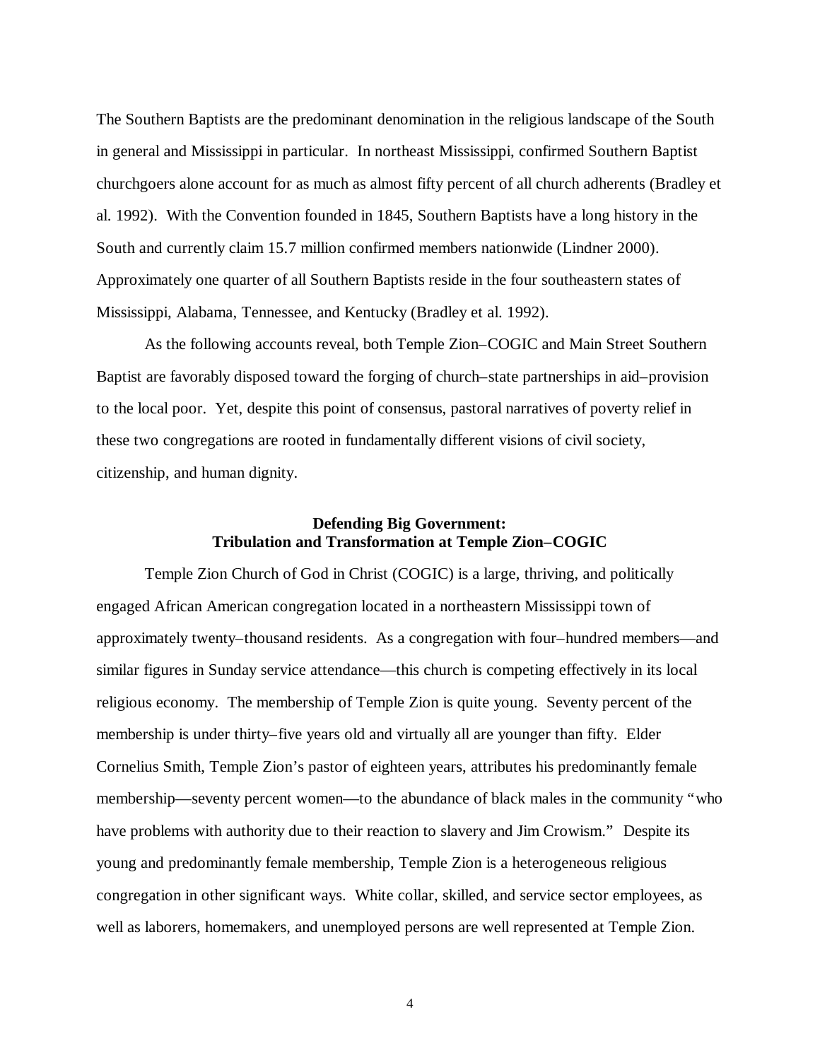The Southern Baptists are the predominant denomination in the religious landscape of the South in general and Mississippi in particular. In northeast Mississippi, confirmed Southern Baptist churchgoers alone account for as much as almost fifty percent of all church adherents (Bradley et al. 1992). With the Convention founded in 1845, Southern Baptists have a long history in the South and currently claim 15.7 million confirmed members nationwide (Lindner 2000). Approximately one quarter of all Southern Baptists reside in the four southeastern states of Mississippi, Alabama, Tennessee, and Kentucky (Bradley et al. 1992).

As the following accounts reveal, both Temple Zion–COGIC and Main Street Southern Baptist are favorably disposed toward the forging of church–state partnerships in aid–provision to the local poor. Yet, despite this point of consensus, pastoral narratives of poverty relief in these two congregations are rooted in fundamentally different visions of civil society, citizenship, and human dignity.

### Defending Big Government: Tribulation and Transformation at Temple Zion–COGIC

Temple Zion Church of God in Christ (COGIC) is a large, thriving, and politically engaged African American congregation located in a northeastern Mississippi town of approximately twenty–thousand residents. As a congregation with four–hundred members—and similar figures in Sunday service attendance—this church is competing effectively in its local religious economy. The membership of Temple Zion is quite young. Seventy percent of the membership is under thirty–five years old and virtually all are younger than fifty. Elder Cornelius Smith, Temple Zion's pastor of eighteen years, attributes his predominantly female membership—seventy percent women—to the abundance of black males in the community "who have problems with authority due to their reaction to slavery and Jim Crowism." Despite its young and predominantly female membership, Temple Zion is a heterogeneous religious congregation in other significant ways. White collar, skilled, and service sector employees, as well as laborers, homemakers, and unemployed persons are well represented at Temple Zion.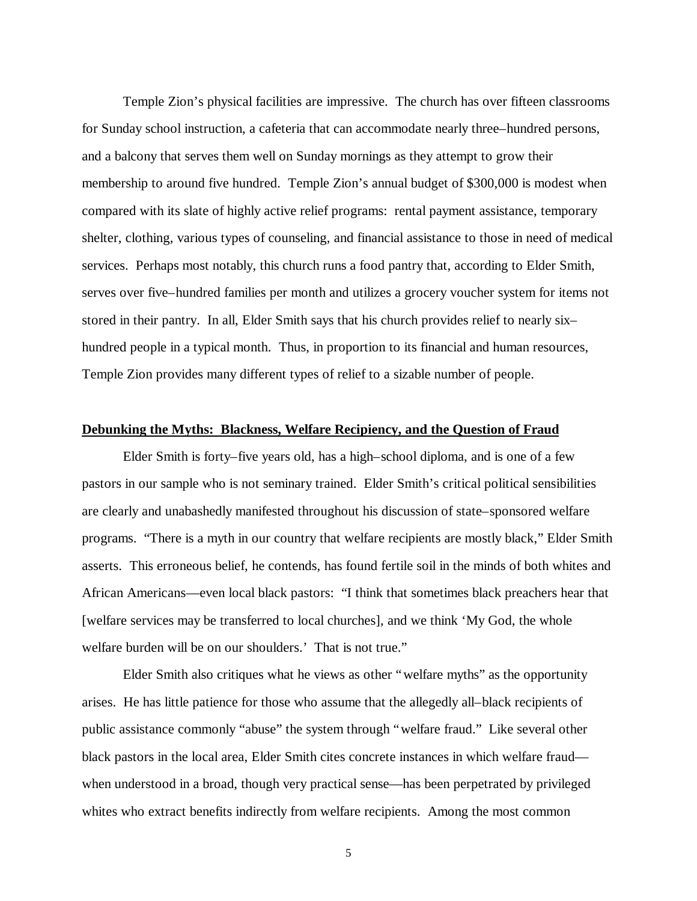Temple Zion's physical facilities are impressive. The church has over fifteen classrooms for Sunday school instruction, a cafeteria that can accommodate nearly three–hundred persons, and a balcony that serves them well on Sunday mornings as they attempt to grow their membership to around five hundred. Temple Zion's annual budget of $300,000 is modest when compared with its slate of highly active relief programs: rental payment assistance, temporary shelter, clothing, various types of counseling, and financial assistance to those in need of medical services. Perhaps most notably, this church runs a food pantry that, according to Elder Smith, serves over five–hundred families per month and utilizes a grocery voucher system for items not stored in their pantry. In all, Elder Smith says that his church provides relief to nearly six–hundred people in a typical month. Thus, in proportion to its financial and human resources, Temple Zion provides many different types of relief to a sizable number of people.

**Debunking the Myths: Blackness, Welfare Recipiency, and the Question of Fraud**

Elder Smith is forty–five years old, has a high–school diploma, and is one of a few pastors in our sample who is not seminary trained. Elder Smith's critical political sensibilities are clearly and unabashedly manifested throughout his discussion of state–sponsored welfare programs. "There is a myth in our country that welfare recipients are mostly black," Elder Smith asserts. This erroneous belief, he contends, has found fertile soil in the minds of both whites and African Americans—even local black pastors: "I think that sometimes black preachers hear that [welfare services may be transferred to local churches], and we think 'My God, the whole welfare burden will be on our shoulders.' That is not true."

Elder Smith also critiques what he views as other "welfare myths" as the opportunity arises. He has little patience for those who assume that the allegedly all–black recipients of public assistance commonly "abuse" the system through "welfare fraud." Like several other black pastors in the local area, Elder Smith cites concrete instances in which welfare fraud—when understood in a broad, though very practical sense—has been perpetrated by privileged whites who extract benefits indirectly from welfare recipients. Among the most common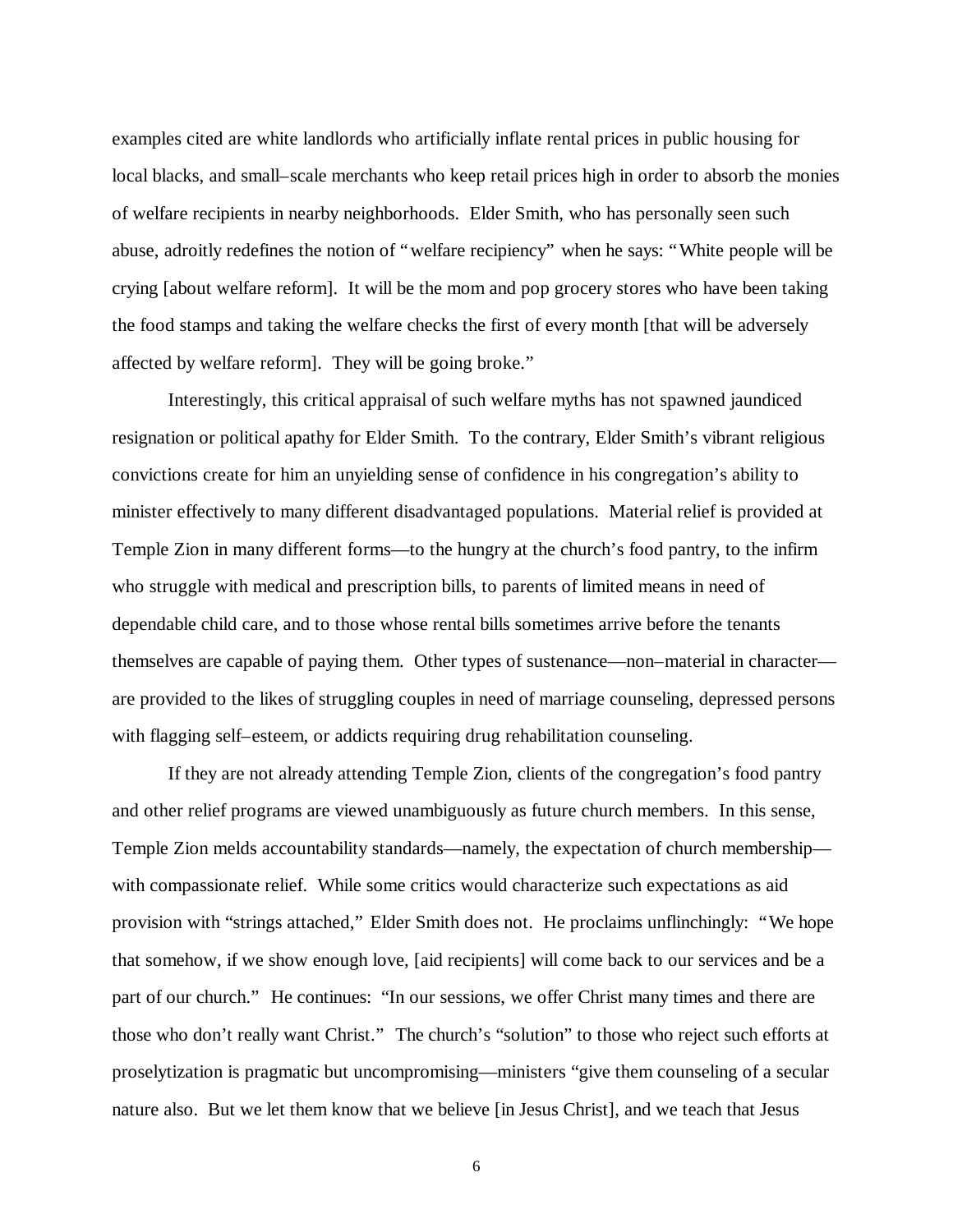examples cited are white landlords who artificially inflate rental prices in public housing for local blacks, and small–scale merchants who keep retail prices high in order to absorb the monies of welfare recipients in nearby neighborhoods. Elder Smith, who has personally seen such abuse, adroitly redefines the notion of "welfare recipiency" when he says: "White people will be crying [about welfare reform]. It will be the mom and pop grocery stores who have been taking the food stamps and taking the welfare checks the first of every month [that will be adversely affected by welfare reform]. They will be going broke."

Interestingly, this critical appraisal of such welfare myths has not spawned jaundiced resignation or political apathy for Elder Smith. To the contrary, Elder Smith's vibrant religious convictions create for him an unyielding sense of confidence in his congregation's ability to minister effectively to many different disadvantaged populations. Material relief is provided at Temple Zion in many different forms—to the hungry at the church's food pantry, to the infirm who struggle with medical and prescription bills, to parents of limited means in need of dependable child care, and to those whose rental bills sometimes arrive before the tenants themselves are capable of paying them. Other types of sustenance—non–material in character—are provided to the likes of struggling couples in need of marriage counseling, depressed persons with flagging self–esteem, or addicts requiring drug rehabilitation counseling.

If they are not already attending Temple Zion, clients of the congregation's food pantry and other relief programs are viewed unambiguously as future church members. In this sense, Temple Zion melds accountability standards—namely, the expectation of church membership—with compassionate relief. While some critics would characterize such expectations as aid provision with "strings attached," Elder Smith does not. He proclaims unflinchingly: "We hope that somehow, if we show enough love, [aid recipients] will come back to our services and be a part of our church." He continues: "In our sessions, we offer Christ many times and there are those who don't really want Christ." The church's "solution" to those who reject such efforts at proselytization is pragmatic but uncompromising—ministers "give them counseling of a secular nature also. But we let them know that we believe [in Jesus Christ], and we teach that Jesus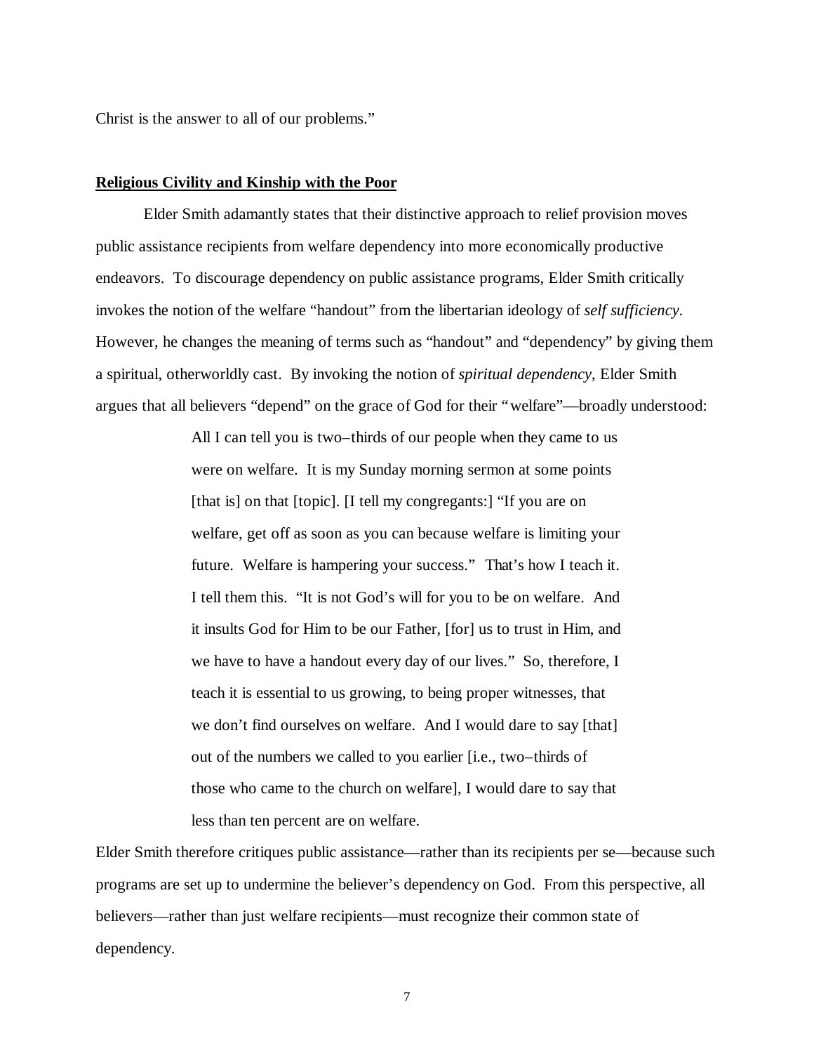Christ is the answer to all of our problems."

**Religious Civility and Kinship with the Poor**

Elder Smith adamantly states that their distinctive approach to relief provision moves public assistance recipients from welfare dependency into more economically productive endeavors. To discourage dependency on public assistance programs, Elder Smith critically invokes the notion of the welfare "handout" from the libertarian ideology of *self sufficiency*. However, he changes the meaning of terms such as "handout" and "dependency" by giving them a spiritual, otherworldly cast. By invoking the notion of *spiritual dependency*, Elder Smith argues that all believers "depend" on the grace of God for their "welfare"—broadly understood:

> All I can tell you is two–thirds of our people when they came to us were on welfare. It is my Sunday morning sermon at some points [that is] on that [topic]. [I tell my congregants:] "If you are on welfare, get off as soon as you can because welfare is limiting your future. Welfare is hampering your success." That's how I teach it. I tell them this. "It is not God's will for you to be on welfare. And it insults God for Him to be our Father, [for] us to trust in Him, and we have to have a handout every day of our lives." So, therefore, I teach it is essential to us growing, to being proper witnesses, that we don't find ourselves on welfare. And I would dare to say [that] out of the numbers we called to you earlier [i.e., two–thirds of those who came to the church on welfare], I would dare to say that less than ten percent are on welfare.

Elder Smith therefore critiques public assistance—rather than its recipients per se—because such programs are set up to undermine the believer's dependency on God. From this perspective, all believers—rather than just welfare recipients—must recognize their common state of dependency.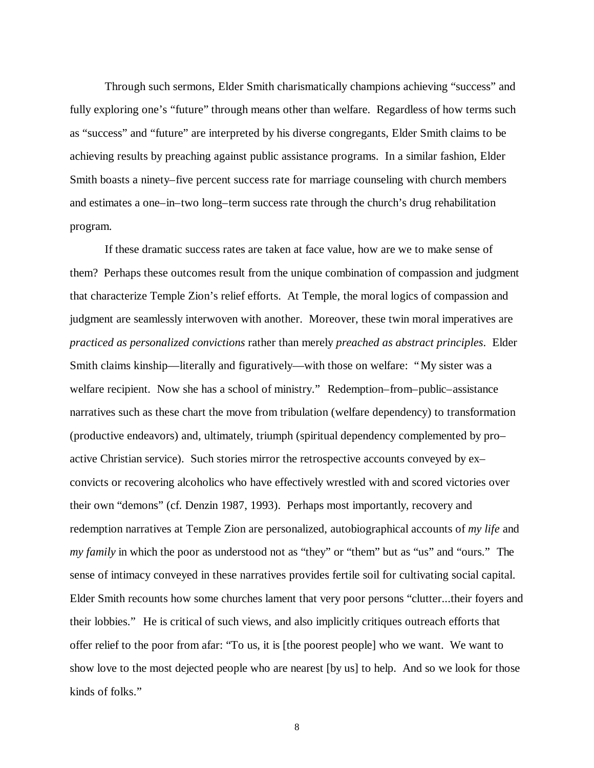Through such sermons, Elder Smith charismatically champions achieving "success" and fully exploring one's "future" through means other than welfare. Regardless of how terms such as "success" and "future" are interpreted by his diverse congregants, Elder Smith claims to be achieving results by preaching against public assistance programs. In a similar fashion, Elder Smith boasts a ninety–five percent success rate for marriage counseling with church members and estimates a one–in–two long–term success rate through the church's drug rehabilitation program.

If these dramatic success rates are taken at face value, how are we to make sense of them? Perhaps these outcomes result from the unique combination of compassion and judgment that characterize Temple Zion's relief efforts. At Temple, the moral logics of compassion and judgment are seamlessly interwoven with another. Moreover, these twin moral imperatives are *practiced as personalized convictions* rather than merely *preached as abstract principles*. Elder Smith claims kinship—literally and figuratively—with those on welfare: "My sister was a welfare recipient. Now she has a school of ministry." Redemption–from–public–assistance narratives such as these chart the move from tribulation (welfare dependency) to transformation (productive endeavors) and, ultimately, triumph (spiritual dependency complemented by pro–active Christian service). Such stories mirror the retrospective accounts conveyed by ex–convicts or recovering alcoholics who have effectively wrestled with and scored victories over their own "demons" (cf. Denzin 1987, 1993). Perhaps most importantly, recovery and redemption narratives at Temple Zion are personalized, autobiographical accounts of *my life* and *my family* in which the poor as understood not as "they" or "them" but as "us" and "ours." The sense of intimacy conveyed in these narratives provides fertile soil for cultivating social capital. Elder Smith recounts how some churches lament that very poor persons "clutter...their foyers and their lobbies." He is critical of such views, and also implicitly critiques outreach efforts that offer relief to the poor from afar: "To us, it is [the poorest people] who we want. We want to show love to the most dejected people who are nearest [by us] to help. And so we look for those kinds of folks."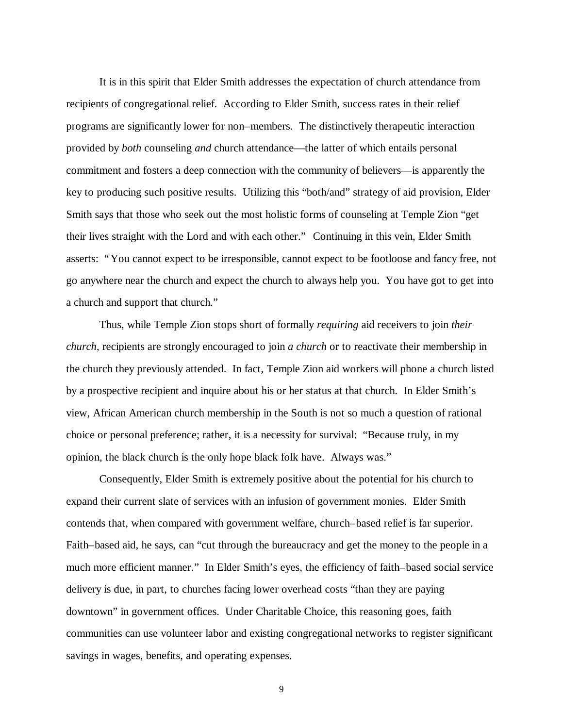It is in this spirit that Elder Smith addresses the expectation of church attendance from recipients of congregational relief. According to Elder Smith, success rates in their relief programs are significantly lower for non–members. The distinctively therapeutic interaction provided by *both* counseling *and* church attendance—the latter of which entails personal commitment and fosters a deep connection with the community of believers—is apparently the key to producing such positive results. Utilizing this "both/and" strategy of aid provision, Elder Smith says that those who seek out the most holistic forms of counseling at Temple Zion "get their lives straight with the Lord and with each other." Continuing in this vein, Elder Smith asserts: "You cannot expect to be irresponsible, cannot expect to be footloose and fancy free, not go anywhere near the church and expect the church to always help you. You have got to get into a church and support that church."

Thus, while Temple Zion stops short of formally *requiring* aid receivers to join *their church*, recipients are strongly encouraged to join *a church* or to reactivate their membership in the church they previously attended. In fact, Temple Zion aid workers will phone a church listed by a prospective recipient and inquire about his or her status at that church. In Elder Smith's view, African American church membership in the South is not so much a question of rational choice or personal preference; rather, it is a necessity for survival: "Because truly, in my opinion, the black church is the only hope black folk have. Always was."

Consequently, Elder Smith is extremely positive about the potential for his church to expand their current slate of services with an infusion of government monies. Elder Smith contends that, when compared with government welfare, church–based relief is far superior. Faith–based aid, he says, can "cut through the bureaucracy and get the money to the people in a much more efficient manner." In Elder Smith's eyes, the efficiency of faith–based social service delivery is due, in part, to churches facing lower overhead costs "than they are paying downtown" in government offices. Under Charitable Choice, this reasoning goes, faith communities can use volunteer labor and existing congregational networks to register significant savings in wages, benefits, and operating expenses.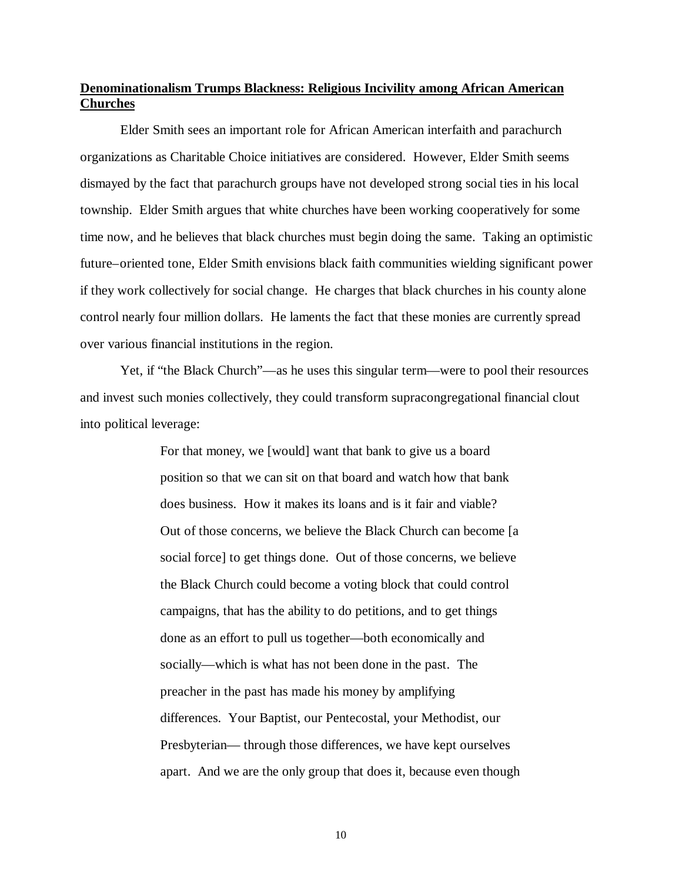**Denominationalism Trumps Blackness: Religious Incivility among African American Churches**

Elder Smith sees an important role for African American interfaith and parachurch organizations as Charitable Choice initiatives are considered. However, Elder Smith seems dismayed by the fact that parachurch groups have not developed strong social ties in his local township. Elder Smith argues that white churches have been working cooperatively for some time now, and he believes that black churches must begin doing the same. Taking an optimistic future–oriented tone, Elder Smith envisions black faith communities wielding significant power if they work collectively for social change. He charges that black churches in his county alone control nearly four million dollars. He laments the fact that these monies are currently spread over various financial institutions in the region.

Yet, if "the Black Church"—as he uses this singular term—were to pool their resources and invest such monies collectively, they could transform supracongregational financial clout into political leverage:

> For that money, we [would] want that bank to give us a board position so that we can sit on that board and watch how that bank does business. How it makes its loans and is it fair and viable? Out of those concerns, we believe the Black Church can become [a social force] to get things done. Out of those concerns, we believe the Black Church could become a voting block that could control campaigns, that has the ability to do petitions, and to get things done as an effort to pull us together—both economically and socially—which is what has not been done in the past. The preacher in the past has made his money by amplifying differences. Your Baptist, our Pentecostal, your Methodist, our Presbyterian— through those differences, we have kept ourselves apart. And we are the only group that does it, because even though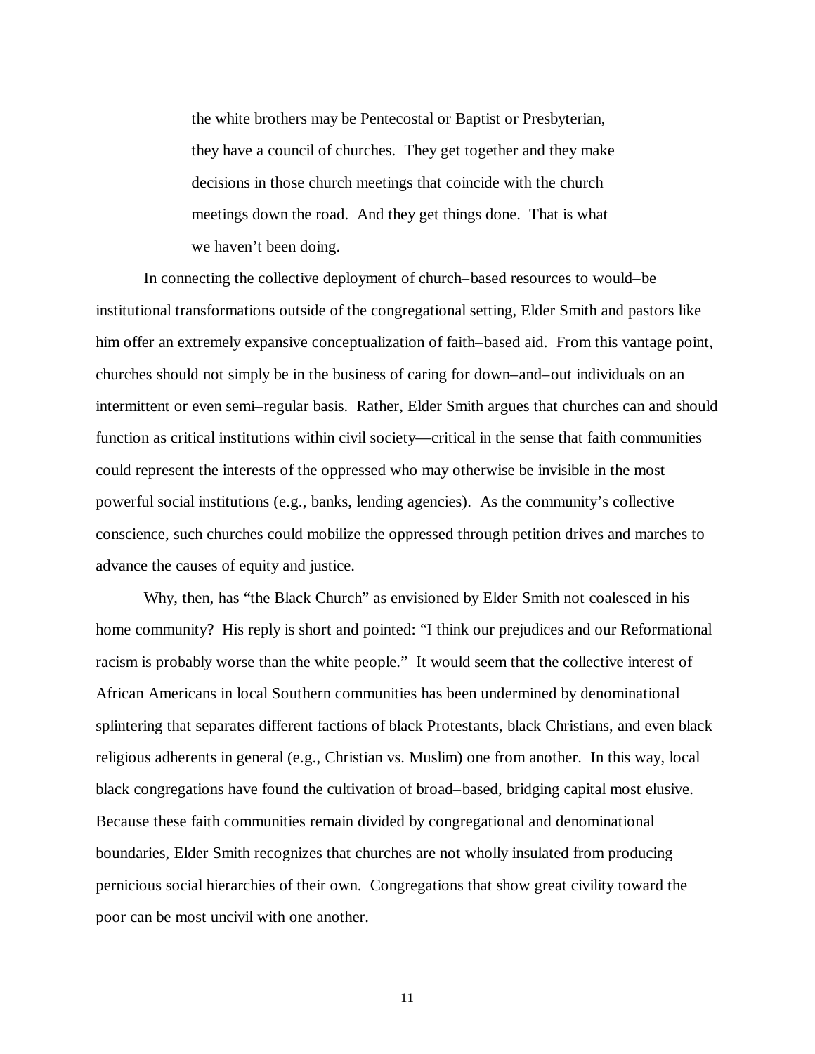> the white brothers may be Pentecostal or Baptist or Presbyterian, they have a council of churches. They get together and they make decisions in those church meetings that coincide with the church meetings down the road. And they get things done. That is what we haven't been doing.

In connecting the collective deployment of church–based resources to would–be institutional transformations outside of the congregational setting, Elder Smith and pastors like him offer an extremely expansive conceptualization of faith–based aid. From this vantage point, churches should not simply be in the business of caring for down–and–out individuals on an intermittent or even semi–regular basis. Rather, Elder Smith argues that churches can and should function as critical institutions within civil society—critical in the sense that faith communities could represent the interests of the oppressed who may otherwise be invisible in the most powerful social institutions (e.g., banks, lending agencies). As the community's collective conscience, such churches could mobilize the oppressed through petition drives and marches to advance the causes of equity and justice.

Why, then, has "the Black Church" as envisioned by Elder Smith not coalesced in his home community? His reply is short and pointed: "I think our prejudices and our Reformational racism is probably worse than the white people." It would seem that the collective interest of African Americans in local Southern communities has been undermined by denominational splintering that separates different factions of black Protestants, black Christians, and even black religious adherents in general (e.g., Christian vs. Muslim) one from another. In this way, local black congregations have found the cultivation of broad–based, bridging capital most elusive. Because these faith communities remain divided by congregational and denominational boundaries, Elder Smith recognizes that churches are not wholly insulated from producing pernicious social hierarchies of their own. Congregations that show great civility toward the poor can be most uncivil with one another.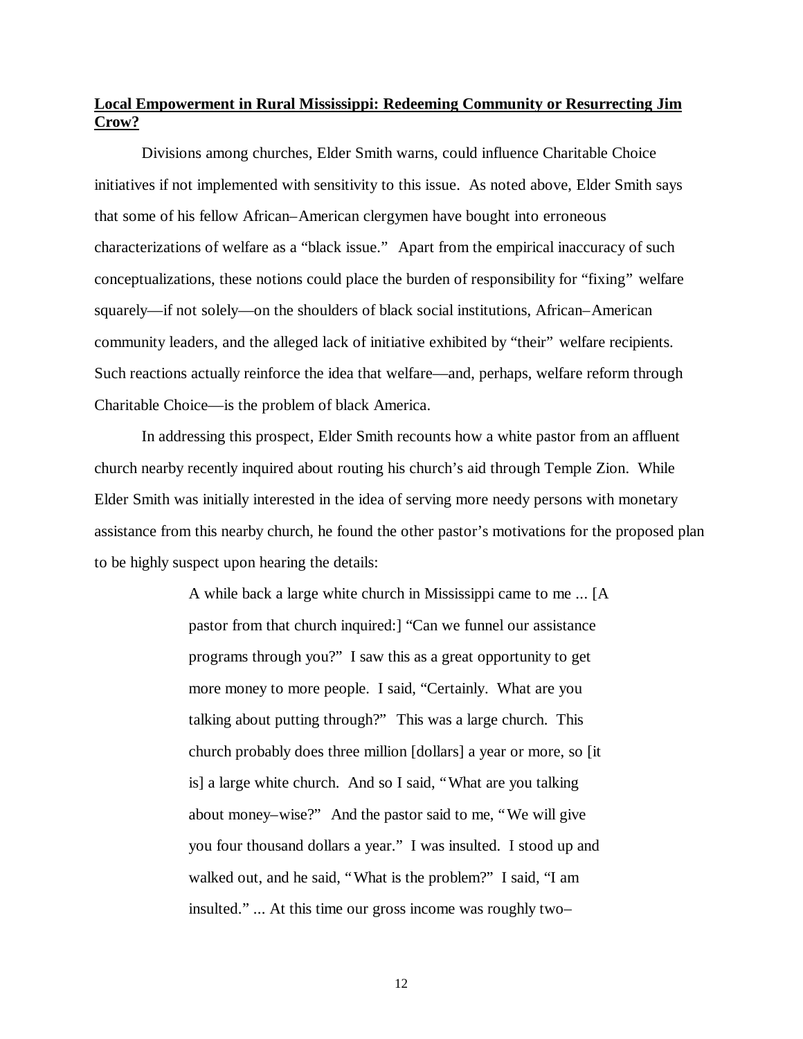**Local Empowerment in Rural Mississippi: Redeeming Community or Resurrecting Jim Crow?**

Divisions among churches, Elder Smith warns, could influence Charitable Choice initiatives if not implemented with sensitivity to this issue. As noted above, Elder Smith says that some of his fellow African–American clergymen have bought into erroneous characterizations of welfare as a "black issue." Apart from the empirical inaccuracy of such conceptualizations, these notions could place the burden of responsibility for "fixing" welfare squarely—if not solely—on the shoulders of black social institutions, African–American community leaders, and the alleged lack of initiative exhibited by "their" welfare recipients. Such reactions actually reinforce the idea that welfare—and, perhaps, welfare reform through Charitable Choice—is the problem of black America.

In addressing this prospect, Elder Smith recounts how a white pastor from an affluent church nearby recently inquired about routing his church's aid through Temple Zion. While Elder Smith was initially interested in the idea of serving more needy persons with monetary assistance from this nearby church, he found the other pastor's motivations for the proposed plan to be highly suspect upon hearing the details:

> A while back a large white church in Mississippi came to me ... [A pastor from that church inquired:] "Can we funnel our assistance programs through you?" I saw this as a great opportunity to get more money to more people. I said, "Certainly. What are you talking about putting through?" This was a large church. This church probably does three million [dollars] a year or more, so [it is] a large white church. And so I said, "What are you talking about money–wise?" And the pastor said to me, "We will give you four thousand dollars a year." I was insulted. I stood up and walked out, and he said, "What is the problem?" I said, "I am insulted." ... At this time our gross income was roughly two–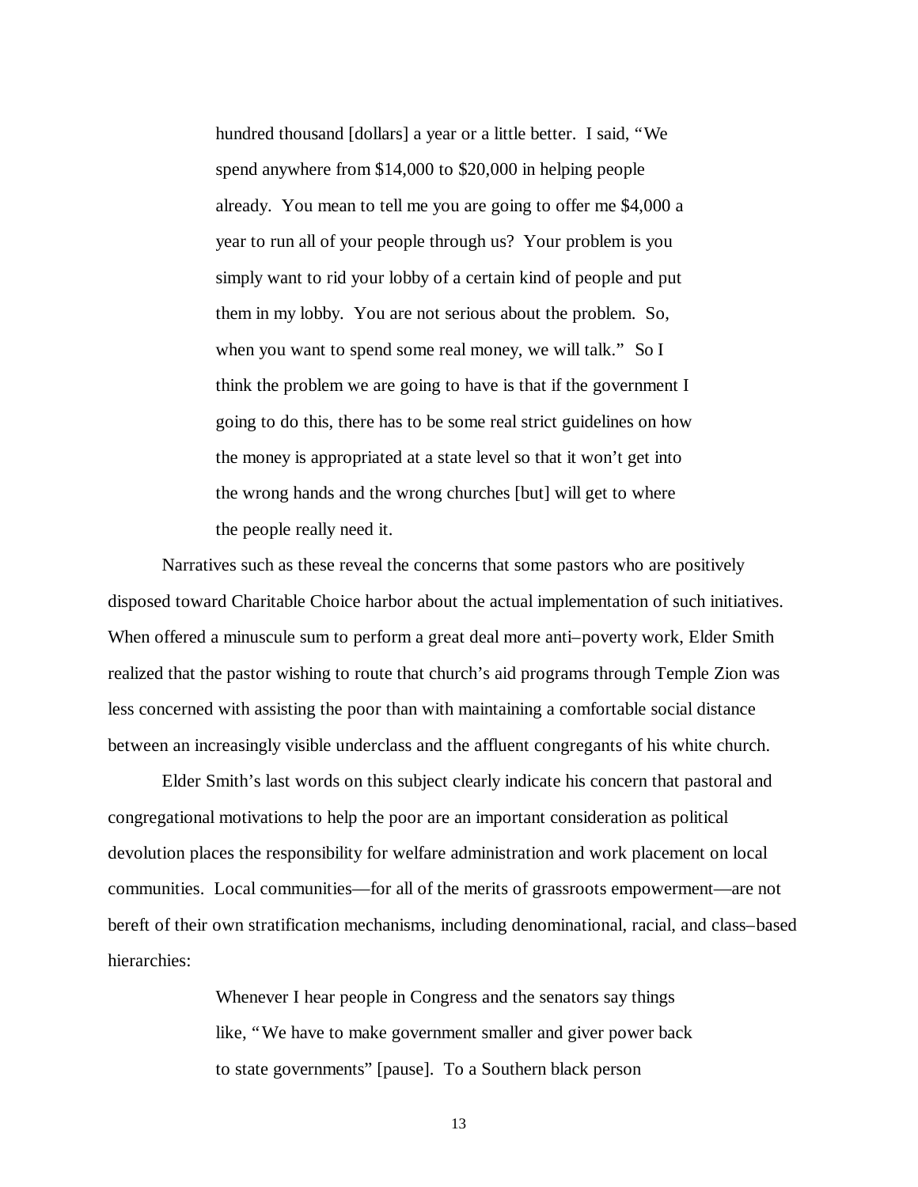> hundred thousand [dollars] a year or a little better. I said, "We spend anywhere from $14,000 to $20,000 in helping people already. You mean to tell me you are going to offer me $4,000 a year to run all of your people through us? Your problem is you simply want to rid your lobby of a certain kind of people and put them in my lobby. You are not serious about the problem. So, when you want to spend some real money, we will talk." So I think the problem we are going to have is that if the government I going to do this, there has to be some real strict guidelines on how the money is appropriated at a state level so that it won't get into the wrong hands and the wrong churches [but] will get to where the people really need it.

Narratives such as these reveal the concerns that some pastors who are positively disposed toward Charitable Choice harbor about the actual implementation of such initiatives. When offered a minuscule sum to perform a great deal more anti–poverty work, Elder Smith realized that the pastor wishing to route that church's aid programs through Temple Zion was less concerned with assisting the poor than with maintaining a comfortable social distance between an increasingly visible underclass and the affluent congregants of his white church.

Elder Smith's last words on this subject clearly indicate his concern that pastoral and congregational motivations to help the poor are an important consideration as political devolution places the responsibility for welfare administration and work placement on local communities. Local communities—for all of the merits of grassroots empowerment—are not bereft of their own stratification mechanisms, including denominational, racial, and class–based hierarchies:

> Whenever I hear people in Congress and the senators say things like, "We have to make government smaller and giver power back to state governments" [pause]. To a Southern black person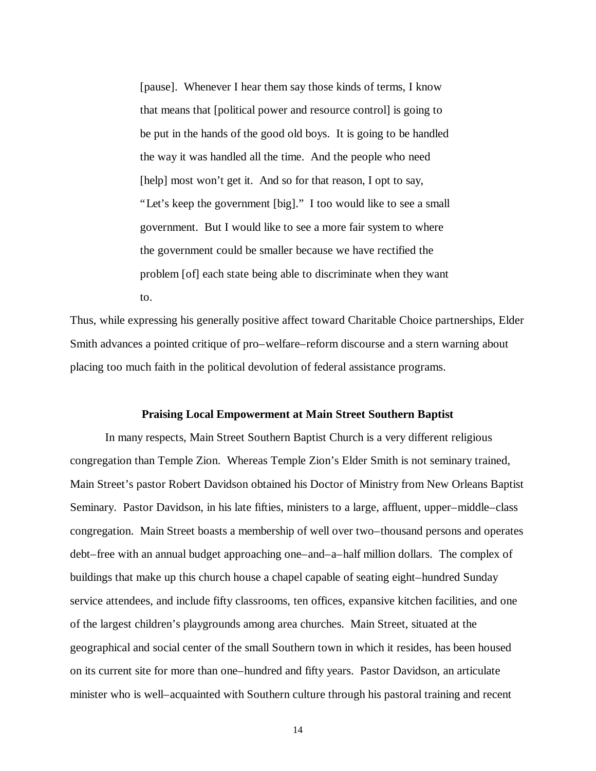> [pause]. Whenever I hear them say those kinds of terms, I know that means that [political power and resource control] is going to be put in the hands of the good old boys. It is going to be handled the way it was handled all the time. And the people who need [help] most won't get it. And so for that reason, I opt to say, "Let's keep the government [big]." I too would like to see a small government. But I would like to see a more fair system to where the government could be smaller because we have rectified the problem [of] each state being able to discriminate when they want to.

Thus, while expressing his generally positive affect toward Charitable Choice partnerships, Elder Smith advances a pointed critique of pro–welfare–reform discourse and a stern warning about placing too much faith in the political devolution of federal assistance programs.

### Praising Local Empowerment at Main Street Southern Baptist

In many respects, Main Street Southern Baptist Church is a very different religious congregation than Temple Zion. Whereas Temple Zion's Elder Smith is not seminary trained, Main Street's pastor Robert Davidson obtained his Doctor of Ministry from New Orleans Baptist Seminary. Pastor Davidson, in his late fifties, ministers to a large, affluent, upper–middle–class congregation. Main Street boasts a membership of well over two–thousand persons and operates debt–free with an annual budget approaching one–and–a–half million dollars. The complex of buildings that make up this church house a chapel capable of seating eight–hundred Sunday service attendees, and include fifty classrooms, ten offices, expansive kitchen facilities, and one of the largest children's playgrounds among area churches. Main Street, situated at the geographical and social center of the small Southern town in which it resides, has been housed on its current site for more than one–hundred and fifty years. Pastor Davidson, an articulate minister who is well–acquainted with Southern culture through his pastoral training and recent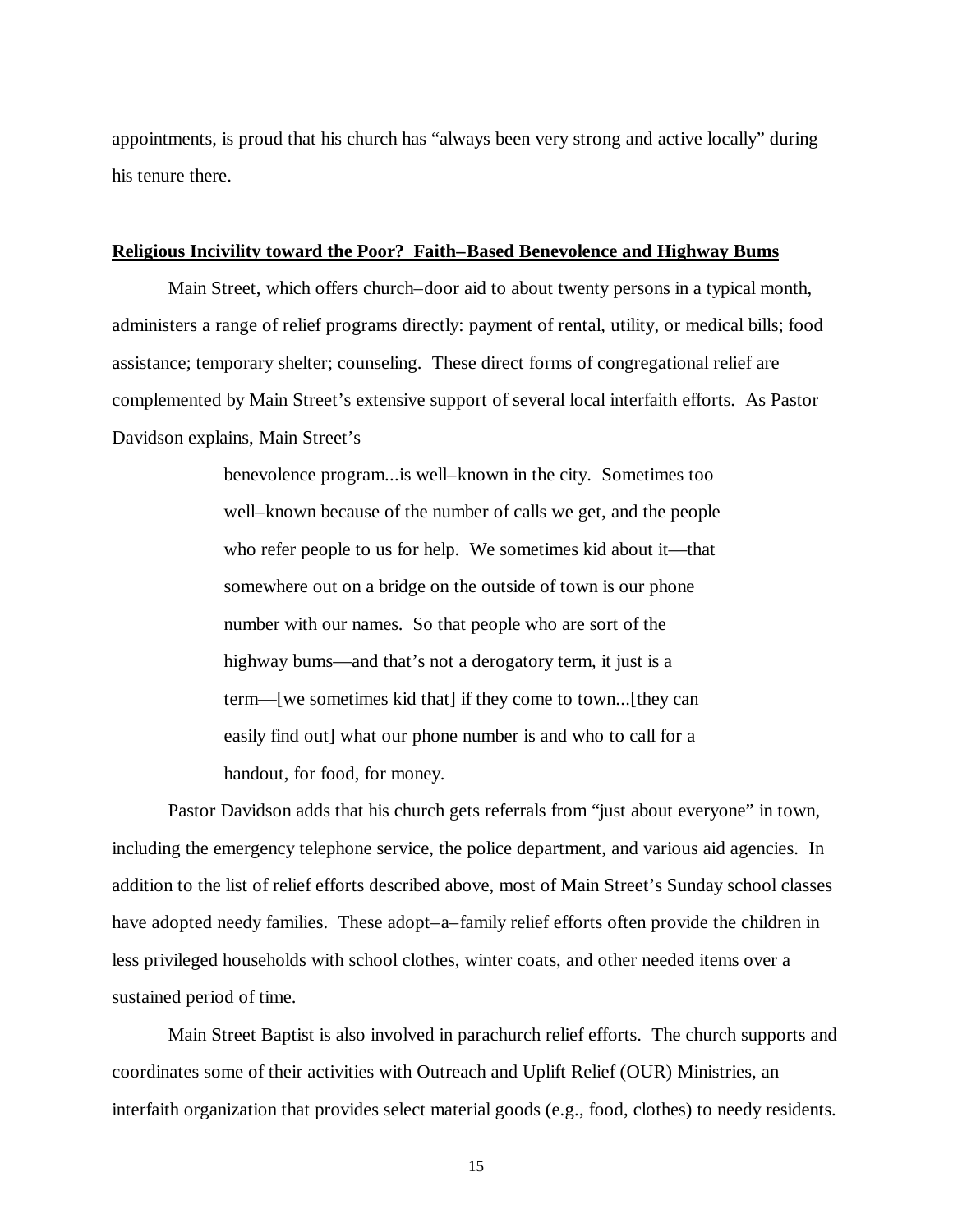appointments, is proud that his church has "always been very strong and active locally" during his tenure there.

## **Religious Incivility toward the Poor? Faith–Based Benevolence and Highway Bums**

Main Street, which offers church–door aid to about twenty persons in a typical month, administers a range of relief programs directly: payment of rental, utility, or medical bills; food assistance; temporary shelter; counseling. These direct forms of congregational relief are complemented by Main Street's extensive support of several local interfaith efforts. As Pastor Davidson explains, Main Street's

> benevolence program...is well–known in the city. Sometimes too well–known because of the number of calls we get, and the people who refer people to us for help. We sometimes kid about it—that somewhere out on a bridge on the outside of town is our phone number with our names. So that people who are sort of the highway bums—and that's not a derogatory term, it just is a term—[we sometimes kid that] if they come to town...[they can easily find out] what our phone number is and who to call for a handout, for food, for money.

Pastor Davidson adds that his church gets referrals from "just about everyone" in town, including the emergency telephone service, the police department, and various aid agencies. In addition to the list of relief efforts described above, most of Main Street's Sunday school classes have adopted needy families. These adopt–a–family relief efforts often provide the children in less privileged households with school clothes, winter coats, and other needed items over a sustained period of time.

Main Street Baptist is also involved in parachurch relief efforts. The church supports and coordinates some of their activities with Outreach and Uplift Relief (OUR) Ministries, an interfaith organization that provides select material goods (e.g., food, clothes) to needy residents.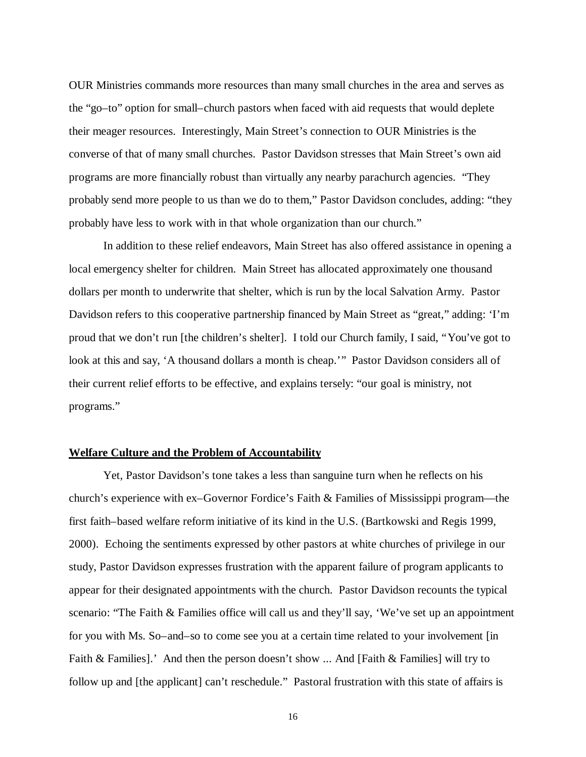OUR Ministries commands more resources than many small churches in the area and serves as the "go–to" option for small–church pastors when faced with aid requests that would deplete their meager resources. Interestingly, Main Street's connection to OUR Ministries is the converse of that of many small churches. Pastor Davidson stresses that Main Street's own aid programs are more financially robust than virtually any nearby parachurch agencies. "They probably send more people to us than we do to them," Pastor Davidson concludes, adding: "they probably have less to work with in that whole organization than our church."

In addition to these relief endeavors, Main Street has also offered assistance in opening a local emergency shelter for children. Main Street has allocated approximately one thousand dollars per month to underwrite that shelter, which is run by the local Salvation Army. Pastor Davidson refers to this cooperative partnership financed by Main Street as "great," adding: 'I'm proud that we don't run [the children's shelter]. I told our Church family, I said, "You've got to look at this and say, 'A thousand dollars a month is cheap.'" Pastor Davidson considers all of their current relief efforts to be effective, and explains tersely: "our goal is ministry, not programs."

**Welfare Culture and the Problem of Accountability**

Yet, Pastor Davidson's tone takes a less than sanguine turn when he reflects on his church's experience with ex–Governor Fordice's Faith & Families of Mississippi program—the first faith–based welfare reform initiative of its kind in the U.S. (Bartkowski and Regis 1999, 2000). Echoing the sentiments expressed by other pastors at white churches of privilege in our study, Pastor Davidson expresses frustration with the apparent failure of program applicants to appear for their designated appointments with the church. Pastor Davidson recounts the typical scenario: "The Faith & Families office will call us and they'll say, 'We've set up an appointment for you with Ms. So–and–so to come see you at a certain time related to your involvement [in Faith & Families].' And then the person doesn't show ... And [Faith & Families] will try to follow up and [the applicant] can't reschedule." Pastoral frustration with this state of affairs is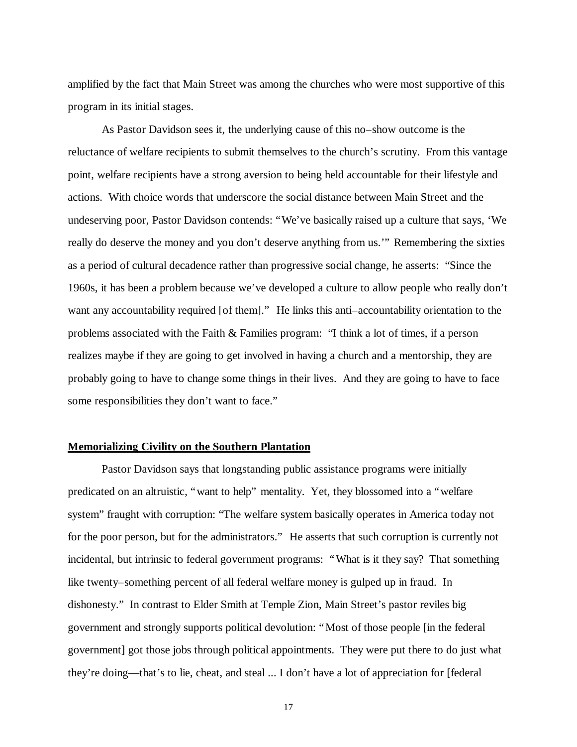amplified by the fact that Main Street was among the churches who were most supportive of this program in its initial stages.

As Pastor Davidson sees it, the underlying cause of this no–show outcome is the reluctance of welfare recipients to submit themselves to the church's scrutiny. From this vantage point, welfare recipients have a strong aversion to being held accountable for their lifestyle and actions. With choice words that underscore the social distance between Main Street and the undeserving poor, Pastor Davidson contends: "We've basically raised up a culture that says, 'We really do deserve the money and you don't deserve anything from us.'" Remembering the sixties as a period of cultural decadence rather than progressive social change, he asserts: "Since the 1960s, it has been a problem because we've developed a culture to allow people who really don't want any accountability required [of them]." He links this anti–accountability orientation to the problems associated with the Faith & Families program: "I think a lot of times, if a person realizes maybe if they are going to get involved in having a church and a mentorship, they are probably going to have to change some things in their lives. And they are going to have to face some responsibilities they don't want to face."

**Memorializing Civility on the Southern Plantation**

Pastor Davidson says that longstanding public assistance programs were initially predicated on an altruistic, "want to help" mentality. Yet, they blossomed into a "welfare system" fraught with corruption: "The welfare system basically operates in America today not for the poor person, but for the administrators." He asserts that such corruption is currently not incidental, but intrinsic to federal government programs: "What is it they say? That something like twenty–something percent of all federal welfare money is gulped up in fraud. In dishonesty." In contrast to Elder Smith at Temple Zion, Main Street's pastor reviles big government and strongly supports political devolution: "Most of those people [in the federal government] got those jobs through political appointments. They were put there to do just what they're doing—that's to lie, cheat, and steal ... I don't have a lot of appreciation for [federal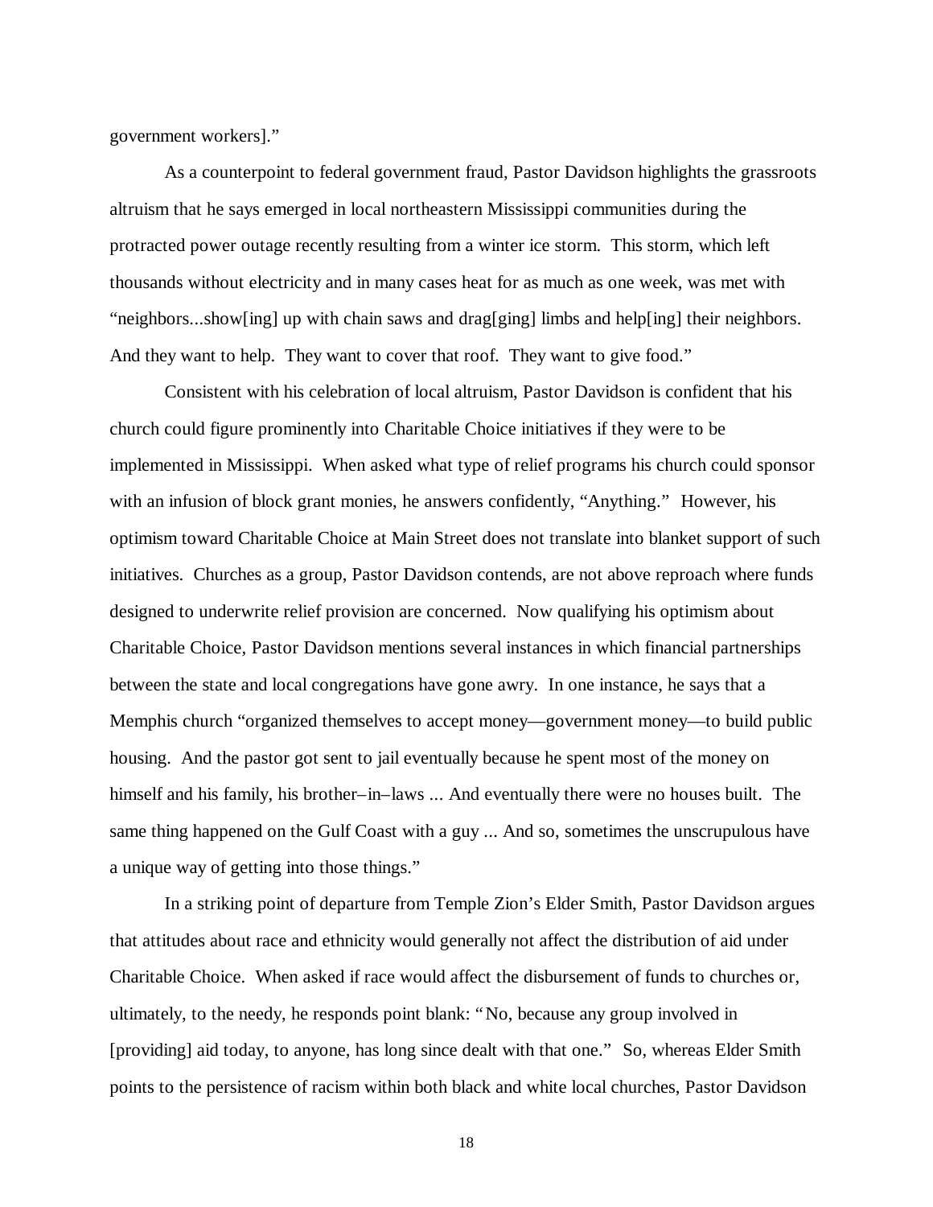government workers]."

As a counterpoint to federal government fraud, Pastor Davidson highlights the grassroots altruism that he says emerged in local northeastern Mississippi communities during the protracted power outage recently resulting from a winter ice storm. This storm, which left thousands without electricity and in many cases heat for as much as one week, was met with "neighbors...show[ing] up with chain saws and drag[ging] limbs and help[ing] their neighbors. And they want to help. They want to cover that roof. They want to give food."

Consistent with his celebration of local altruism, Pastor Davidson is confident that his church could figure prominently into Charitable Choice initiatives if they were to be implemented in Mississippi. When asked what type of relief programs his church could sponsor with an infusion of block grant monies, he answers confidently, "Anything." However, his optimism toward Charitable Choice at Main Street does not translate into blanket support of such initiatives. Churches as a group, Pastor Davidson contends, are not above reproach where funds designed to underwrite relief provision are concerned. Now qualifying his optimism about Charitable Choice, Pastor Davidson mentions several instances in which financial partnerships between the state and local congregations have gone awry. In one instance, he says that a Memphis church "organized themselves to accept money—government money—to build public housing. And the pastor got sent to jail eventually because he spent most of the money on himself and his family, his brother–in–laws ... And eventually there were no houses built. The same thing happened on the Gulf Coast with a guy ... And so, sometimes the unscrupulous have a unique way of getting into those things."

In a striking point of departure from Temple Zion's Elder Smith, Pastor Davidson argues that attitudes about race and ethnicity would generally not affect the distribution of aid under Charitable Choice. When asked if race would affect the disbursement of funds to churches or, ultimately, to the needy, he responds point blank: "No, because any group involved in [providing] aid today, to anyone, has long since dealt with that one." So, whereas Elder Smith points to the persistence of racism within both black and white local churches, Pastor Davidson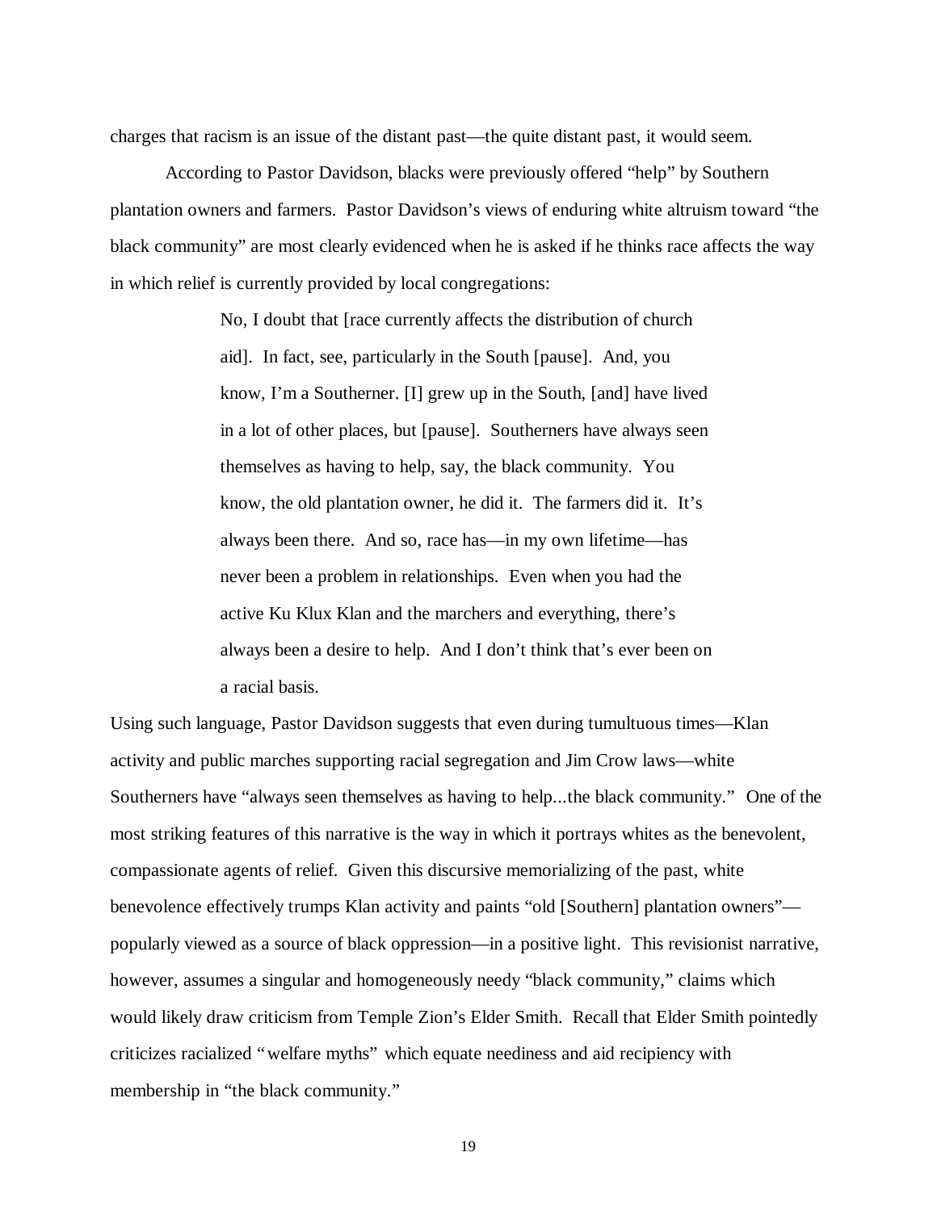charges that racism is an issue of the distant past—the quite distant past, it would seem.

According to Pastor Davidson, blacks were previously offered "help" by Southern plantation owners and farmers. Pastor Davidson's views of enduring white altruism toward "the black community" are most clearly evidenced when he is asked if he thinks race affects the way in which relief is currently provided by local congregations:

> No, I doubt that [race currently affects the distribution of church aid]. In fact, see, particularly in the South [pause]. And, you know, I'm a Southerner. [I] grew up in the South, [and] have lived in a lot of other places, but [pause]. Southerners have always seen themselves as having to help, say, the black community. You know, the old plantation owner, he did it. The farmers did it. It's always been there. And so, race has—in my own lifetime—has never been a problem in relationships. Even when you had the active Ku Klux Klan and the marchers and everything, there's always been a desire to help. And I don't think that's ever been on a racial basis.

Using such language, Pastor Davidson suggests that even during tumultuous times—Klan activity and public marches supporting racial segregation and Jim Crow laws—white Southerners have "always seen themselves as having to help...the black community." One of the most striking features of this narrative is the way in which it portrays whites as the benevolent, compassionate agents of relief. Given this discursive memorializing of the past, white benevolence effectively trumps Klan activity and paints "old [Southern] plantation owners"—popularly viewed as a source of black oppression—in a positive light. This revisionist narrative, however, assumes a singular and homogeneously needy "black community," claims which would likely draw criticism from Temple Zion's Elder Smith. Recall that Elder Smith pointedly criticizes racialized "welfare myths" which equate neediness and aid recipiency with membership in "the black community."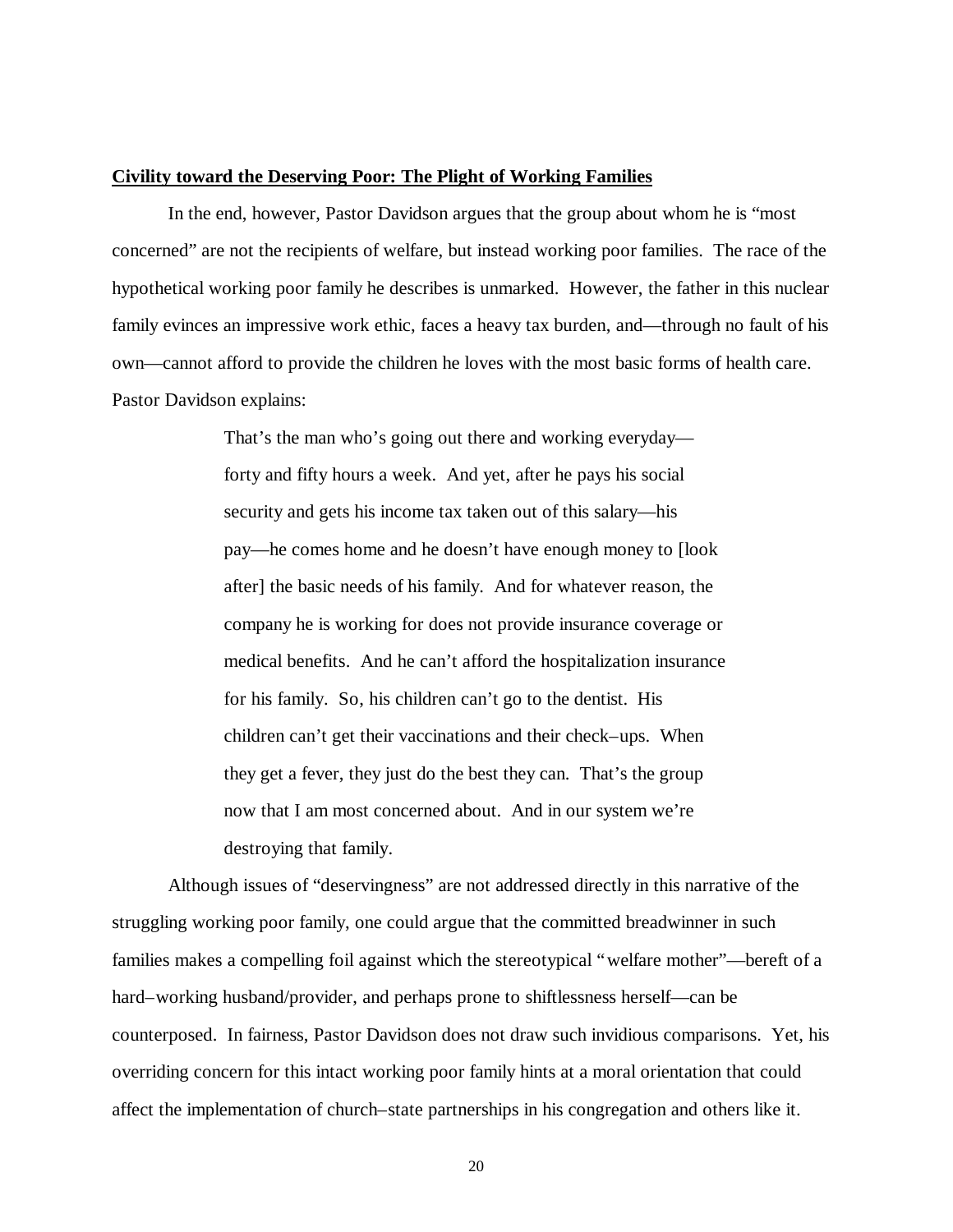**Civility toward the Deserving Poor: The Plight of Working Families**

In the end, however, Pastor Davidson argues that the group about whom he is "most concerned" are not the recipients of welfare, but instead working poor families. The race of the hypothetical working poor family he describes is unmarked. However, the father in this nuclear family evinces an impressive work ethic, faces a heavy tax burden, and—through no fault of his own—cannot afford to provide the children he loves with the most basic forms of health care. Pastor Davidson explains:

> That's the man who's going out there and working everyday—forty and fifty hours a week. And yet, after he pays his social security and gets his income tax taken out of this salary—his pay—he comes home and he doesn't have enough money to [look after] the basic needs of his family. And for whatever reason, the company he is working for does not provide insurance coverage or medical benefits. And he can't afford the hospitalization insurance for his family. So, his children can't go to the dentist. His children can't get their vaccinations and their check–ups. When they get a fever, they just do the best they can. That's the group now that I am most concerned about. And in our system we're destroying that family.

Although issues of "deservingness" are not addressed directly in this narrative of the struggling working poor family, one could argue that the committed breadwinner in such families makes a compelling foil against which the stereotypical "welfare mother"—bereft of a hard–working husband/provider, and perhaps prone to shiftlessness herself—can be counterposed. In fairness, Pastor Davidson does not draw such invidious comparisons. Yet, his overriding concern for this intact working poor family hints at a moral orientation that could affect the implementation of church–state partnerships in his congregation and others like it.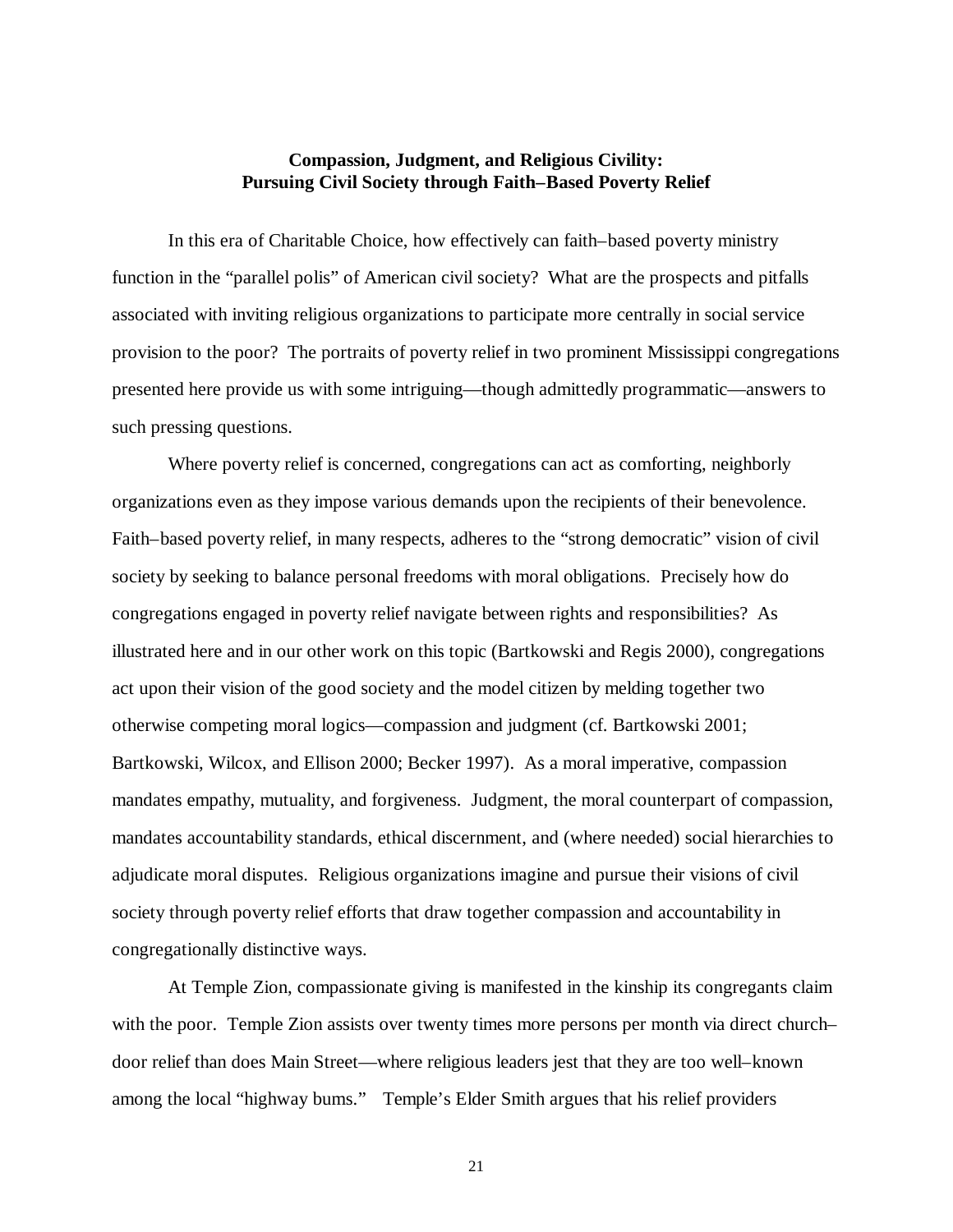**Compassion, Judgment, and Religious Civility: Pursuing Civil Society through Faith–Based Poverty Relief**

In this era of Charitable Choice, how effectively can faith–based poverty ministry function in the "parallel polis" of American civil society? What are the prospects and pitfalls associated with inviting religious organizations to participate more centrally in social service provision to the poor? The portraits of poverty relief in two prominent Mississippi congregations presented here provide us with some intriguing—though admittedly programmatic—answers to such pressing questions.

Where poverty relief is concerned, congregations can act as comforting, neighborly organizations even as they impose various demands upon the recipients of their benevolence. Faith–based poverty relief, in many respects, adheres to the "strong democratic" vision of civil society by seeking to balance personal freedoms with moral obligations. Precisely how do congregations engaged in poverty relief navigate between rights and responsibilities? As illustrated here and in our other work on this topic (Bartkowski and Regis 2000), congregations act upon their vision of the good society and the model citizen by melding together two otherwise competing moral logics—compassion and judgment (cf. Bartkowski 2001; Bartkowski, Wilcox, and Ellison 2000; Becker 1997). As a moral imperative, compassion mandates empathy, mutuality, and forgiveness. Judgment, the moral counterpart of compassion, mandates accountability standards, ethical discernment, and (where needed) social hierarchies to adjudicate moral disputes. Religious organizations imagine and pursue their visions of civil society through poverty relief efforts that draw together compassion and accountability in congregationally distinctive ways.

At Temple Zion, compassionate giving is manifested in the kinship its congregants claim with the poor. Temple Zion assists over twenty times more persons per month via direct church–door relief than does Main Street—where religious leaders jest that they are too well–known among the local "highway bums." Temple's Elder Smith argues that his relief providers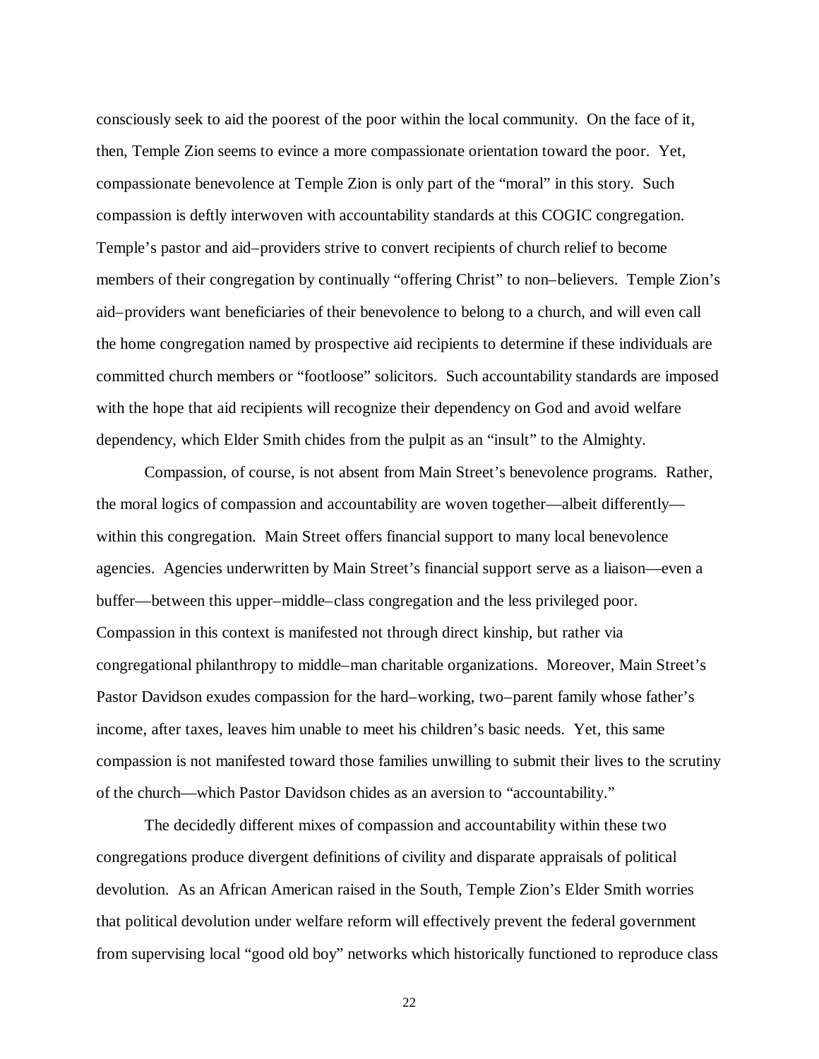consciously seek to aid the poorest of the poor within the local community. On the face of it, then, Temple Zion seems to evince a more compassionate orientation toward the poor. Yet, compassionate benevolence at Temple Zion is only part of the "moral" in this story. Such compassion is deftly interwoven with accountability standards at this COGIC congregation. Temple's pastor and aid–providers strive to convert recipients of church relief to become members of their congregation by continually "offering Christ" to non–believers. Temple Zion's aid–providers want beneficiaries of their benevolence to belong to a church, and will even call the home congregation named by prospective aid recipients to determine if these individuals are committed church members or "footloose" solicitors. Such accountability standards are imposed with the hope that aid recipients will recognize their dependency on God and avoid welfare dependency, which Elder Smith chides from the pulpit as an "insult" to the Almighty.

Compassion, of course, is not absent from Main Street's benevolence programs. Rather, the moral logics of compassion and accountability are woven together—albeit differently—within this congregation. Main Street offers financial support to many local benevolence agencies. Agencies underwritten by Main Street's financial support serve as a liaison—even a buffer—between this upper–middle–class congregation and the less privileged poor. Compassion in this context is manifested not through direct kinship, but rather via congregational philanthropy to middle–man charitable organizations. Moreover, Main Street's Pastor Davidson exudes compassion for the hard–working, two–parent family whose father's income, after taxes, leaves him unable to meet his children's basic needs. Yet, this same compassion is not manifested toward those families unwilling to submit their lives to the scrutiny of the church—which Pastor Davidson chides as an aversion to "accountability."

The decidedly different mixes of compassion and accountability within these two congregations produce divergent definitions of civility and disparate appraisals of political devolution. As an African American raised in the South, Temple Zion's Elder Smith worries that political devolution under welfare reform will effectively prevent the federal government from supervising local "good old boy" networks which historically functioned to reproduce class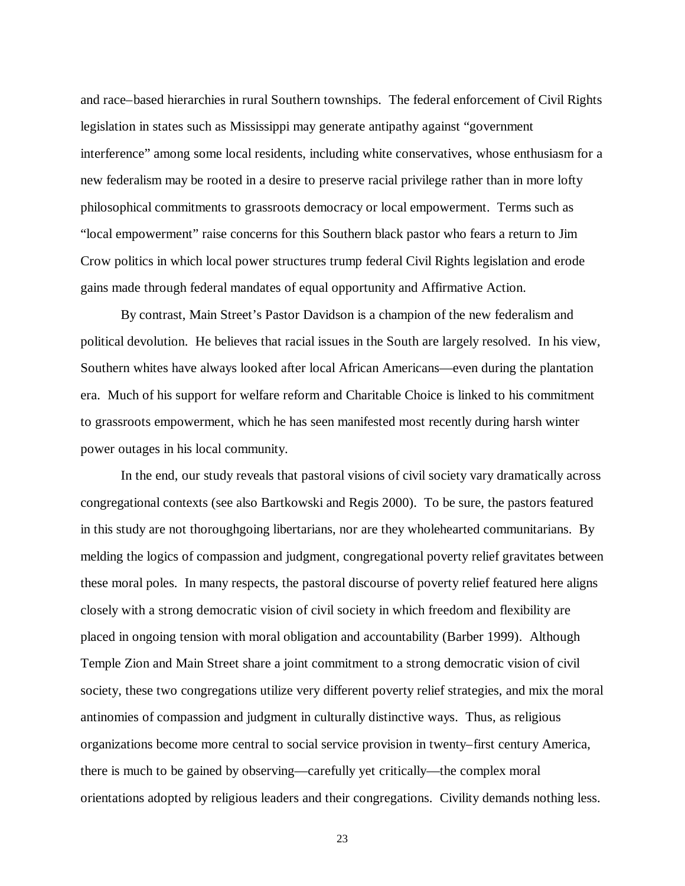and race–based hierarchies in rural Southern townships. The federal enforcement of Civil Rights legislation in states such as Mississippi may generate antipathy against "government interference" among some local residents, including white conservatives, whose enthusiasm for a new federalism may be rooted in a desire to preserve racial privilege rather than in more lofty philosophical commitments to grassroots democracy or local empowerment. Terms such as "local empowerment" raise concerns for this Southern black pastor who fears a return to Jim Crow politics in which local power structures trump federal Civil Rights legislation and erode gains made through federal mandates of equal opportunity and Affirmative Action.

By contrast, Main Street's Pastor Davidson is a champion of the new federalism and political devolution. He believes that racial issues in the South are largely resolved. In his view, Southern whites have always looked after local African Americans—even during the plantation era. Much of his support for welfare reform and Charitable Choice is linked to his commitment to grassroots empowerment, which he has seen manifested most recently during harsh winter power outages in his local community.

In the end, our study reveals that pastoral visions of civil society vary dramatically across congregational contexts (see also Bartkowski and Regis 2000). To be sure, the pastors featured in this study are not thoroughgoing libertarians, nor are they wholehearted communitarians. By melding the logics of compassion and judgment, congregational poverty relief gravitates between these moral poles. In many respects, the pastoral discourse of poverty relief featured here aligns closely with a strong democratic vision of civil society in which freedom and flexibility are placed in ongoing tension with moral obligation and accountability (Barber 1999). Although Temple Zion and Main Street share a joint commitment to a strong democratic vision of civil society, these two congregations utilize very different poverty relief strategies, and mix the moral antinomies of compassion and judgment in culturally distinctive ways. Thus, as religious organizations become more central to social service provision in twenty–first century America, there is much to be gained by observing—carefully yet critically—the complex moral orientations adopted by religious leaders and their congregations. Civility demands nothing less.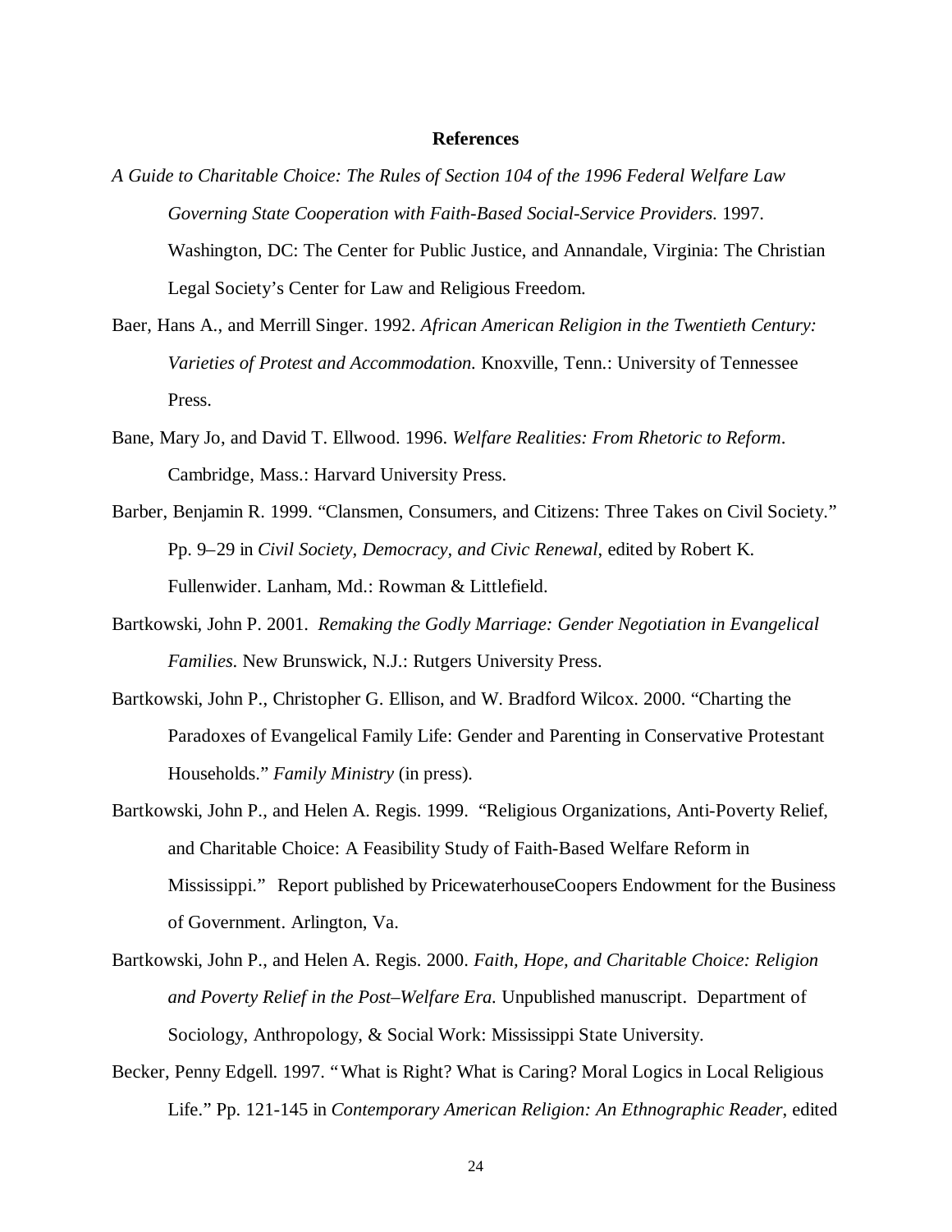## References

*A Guide to Charitable Choice: The Rules of Section 104 of the 1996 Federal Welfare Law Governing State Cooperation with Faith-Based Social-Service Providers.* 1997. Washington, DC: The Center for Public Justice, and Annandale, Virginia: The Christian Legal Society's Center for Law and Religious Freedom.

Baer, Hans A., and Merrill Singer. 1992. *African American Religion in the Twentieth Century: Varieties of Protest and Accommodation.* Knoxville, Tenn.: University of Tennessee Press.

Bane, Mary Jo, and David T. Ellwood. 1996. *Welfare Realities: From Rhetoric to Reform*. Cambridge, Mass.: Harvard University Press.

Barber, Benjamin R. 1999. "Clansmen, Consumers, and Citizens: Three Takes on Civil Society." Pp. 9–29 in *Civil Society, Democracy, and Civic Renewal*, edited by Robert K. Fullenwider. Lanham, Md.: Rowman & Littlefield.

Bartkowski, John P. 2001. *Remaking the Godly Marriage: Gender Negotiation in Evangelical Families.* New Brunswick, N.J.: Rutgers University Press.

Bartkowski, John P., Christopher G. Ellison, and W. Bradford Wilcox. 2000. "Charting the Paradoxes of Evangelical Family Life: Gender and Parenting in Conservative Protestant Households." *Family Ministry* (in press).

Bartkowski, John P., and Helen A. Regis. 1999. "Religious Organizations, Anti-Poverty Relief, and Charitable Choice: A Feasibility Study of Faith-Based Welfare Reform in Mississippi." Report published by PricewaterhouseCoopers Endowment for the Business of Government. Arlington, Va.

Bartkowski, John P., and Helen A. Regis. 2000. *Faith, Hope, and Charitable Choice: Religion and Poverty Relief in the Post–Welfare Era.* Unpublished manuscript. Department of Sociology, Anthropology, & Social Work: Mississippi State University.

Becker, Penny Edgell. 1997. "What is Right? What is Caring? Moral Logics in Local Religious Life." Pp. 121-145 in *Contemporary American Religion: An Ethnographic Reader*, edited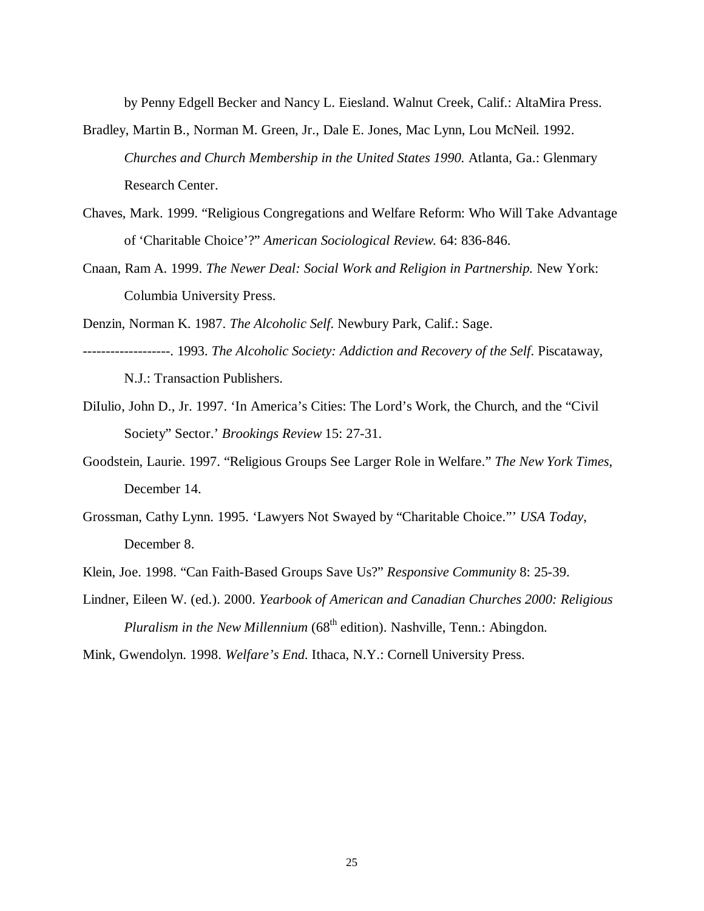by Penny Edgell Becker and Nancy L. Eiesland. Walnut Creek, Calif.: AltaMira Press.

Bradley, Martin B., Norman M. Green, Jr., Dale E. Jones, Mac Lynn, Lou McNeil. 1992. *Churches and Church Membership in the United States 1990.* Atlanta, Ga.: Glenmary Research Center.

Chaves, Mark. 1999. "Religious Congregations and Welfare Reform: Who Will Take Advantage of 'Charitable Choice'?" *American Sociological Review.* 64: 836-846.

Cnaan, Ram A. 1999. *The Newer Deal: Social Work and Religion in Partnership.* New York: Columbia University Press.

Denzin, Norman K. 1987. *The Alcoholic Self*. Newbury Park, Calif.: Sage.

-------------------. 1993. *The Alcoholic Society: Addiction and Recovery of the Self*. Piscataway, N.J.: Transaction Publishers.

DiIulio, John D., Jr. 1997. 'In America's Cities: The Lord's Work, the Church, and the "Civil Society" Sector.' *Brookings Review* 15: 27-31.

Goodstein, Laurie. 1997. "Religious Groups See Larger Role in Welfare." *The New York Times*, December 14.

Grossman, Cathy Lynn. 1995. 'Lawyers Not Swayed by "Charitable Choice."' *USA Today*, December 8.

Klein, Joe. 1998. "Can Faith-Based Groups Save Us?" *Responsive Community* 8: 25-39.

Lindner, Eileen W. (ed.). 2000. *Yearbook of American and Canadian Churches 2000: Religious Pluralism in the New Millennium* (68th edition). Nashville, Tenn.: Abingdon.

Mink, Gwendolyn. 1998. *Welfare's End.* Ithaca, N.Y.: Cornell University Press.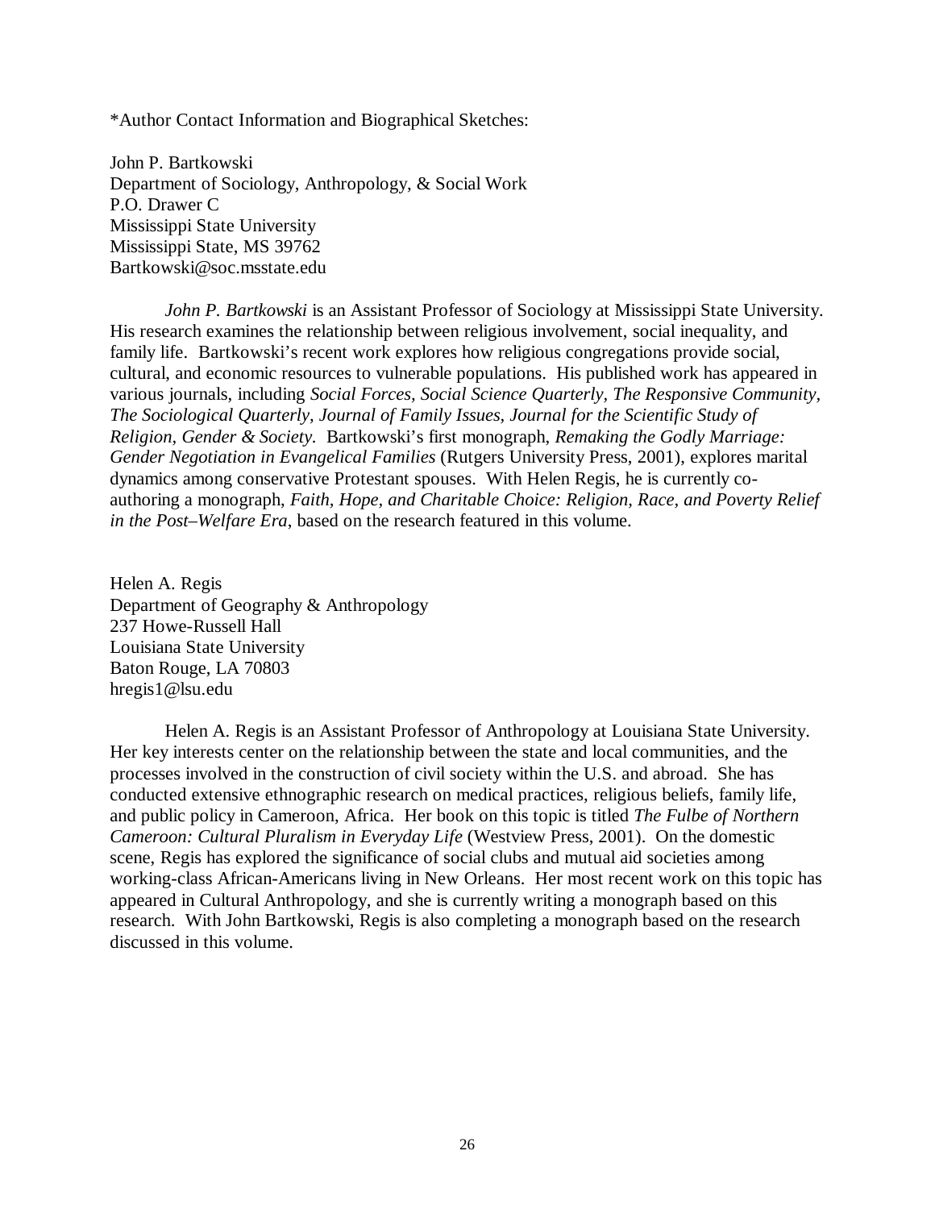*Author Contact Information and Biographical Sketches:

John P. Bartkowski
Department of Sociology, Anthropology, & Social Work
P.O. Drawer C
Mississippi State University
Mississippi State, MS 39762
Bartkowski@soc.msstate.edu

*John P. Bartkowski* is an Assistant Professor of Sociology at Mississippi State University. His research examines the relationship between religious involvement, social inequality, and family life. Bartkowski's recent work explores how religious congregations provide social, cultural, and economic resources to vulnerable populations. His published work has appeared in various journals, including *Social Forces, Social Science Quarterly, The Responsive Community, The Sociological Quarterly, Journal of Family Issues, Journal for the Scientific Study of Religion, Gender & Society.* Bartkowski's first monograph, *Remaking the Godly Marriage: Gender Negotiation in Evangelical Families* (Rutgers University Press, 2001), explores marital dynamics among conservative Protestant spouses. With Helen Regis, he is currently co-authoring a monograph, *Faith, Hope, and Charitable Choice: Religion, Race, and Poverty Relief in the Post–Welfare Era*, based on the research featured in this volume.

Helen A. Regis
Department of Geography & Anthropology
237 Howe-Russell Hall
Louisiana State University
Baton Rouge, LA 70803
hregis1@lsu.edu

Helen A. Regis is an Assistant Professor of Anthropology at Louisiana State University. Her key interests center on the relationship between the state and local communities, and the processes involved in the construction of civil society within the U.S. and abroad. She has conducted extensive ethnographic research on medical practices, religious beliefs, family life, and public policy in Cameroon, Africa. Her book on this topic is titled *The Fulbe of Northern Cameroon: Cultural Pluralism in Everyday Life* (Westview Press, 2001). On the domestic scene, Regis has explored the significance of social clubs and mutual aid societies among working-class African-Americans living in New Orleans. Her most recent work on this topic has appeared in Cultural Anthropology, and she is currently writing a monograph based on this research. With John Bartkowski, Regis is also completing a monograph based on the research discussed in this volume.